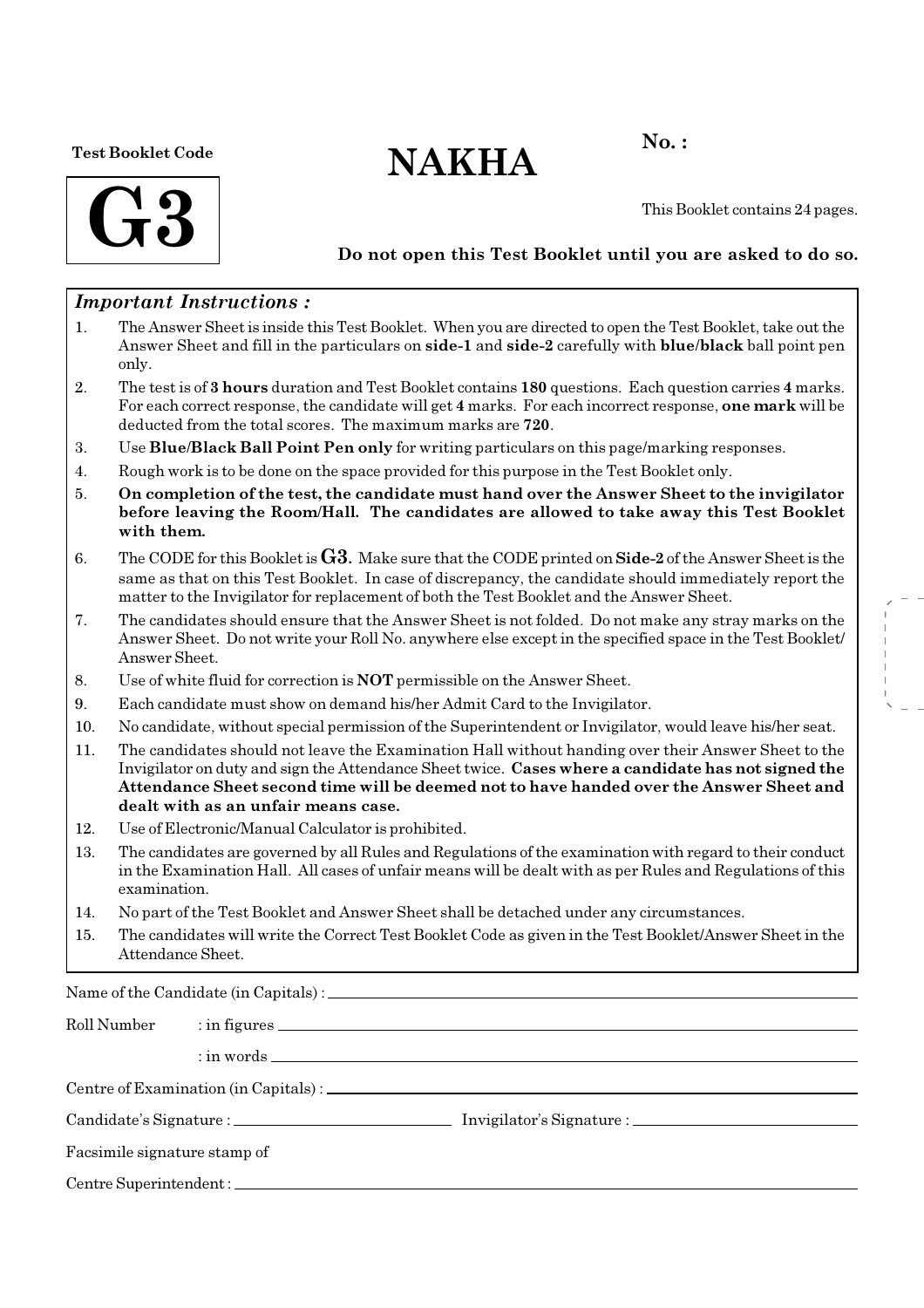Test Booklet Code

# G3

# NAKHA

**No. :**

This Booklet contains 24 pages.

**Do not open this Test Booklet until you are asked to do so.**

### *Important Instructions :*

1. The Answer Sheet is inside this Test Booklet. When you are directed to open the Test Booklet, take out the Answer Sheet and fill in the particulars on **side-1** and **side-2** carefully with **blue/black** ball point pen only.
2. The test is of **3 hours** duration and Test Booklet contains **180** questions. Each question carries **4** marks. For each correct response, the candidate will get **4** marks. For each incorrect response, **one mark** will be deducted from the total scores. The maximum marks are **720**.
3. Use **Blue/Black Ball Point Pen only** for writing particulars on this page/marking responses.
4. Rough work is to be done on the space provided for this purpose in the Test Booklet only.
5. **On completion of the test, the candidate must hand over the Answer Sheet to the invigilator before leaving the Room/Hall. The candidates are allowed to take away this Test Booklet with them.**
6. The CODE for this Booklet is **G3**. Make sure that the CODE printed on **Side-2** of the Answer Sheet is the same as that on this Test Booklet. In case of discrepancy, the candidate should immediately report the matter to the Invigilator for replacement of both the Test Booklet and the Answer Sheet.
7. The candidates should ensure that the Answer Sheet is not folded. Do not make any stray marks on the Answer Sheet. Do not write your Roll No. anywhere else except in the specified space in the Test Booklet/Answer Sheet.
8. Use of white fluid for correction is **NOT** permissible on the Answer Sheet.
9. Each candidate must show on demand his/her Admit Card to the Invigilator.
10. No candidate, without special permission of the Superintendent or Invigilator, would leave his/her seat.
11. The candidates should not leave the Examination Hall without handing over their Answer Sheet to the Invigilator on duty and sign the Attendance Sheet twice. **Cases where a candidate has not signed the Attendance Sheet second time will be deemed not to have handed over the Answer Sheet and dealt with as an unfair means case.**
12. Use of Electronic/Manual Calculator is prohibited.
13. The candidates are governed by all Rules and Regulations of the examination with regard to their conduct in the Examination Hall. All cases of unfair means will be dealt with as per Rules and Regulations of this examination.
14. No part of the Test Booklet and Answer Sheet shall be detached under any circumstances.
15. The candidates will write the Correct Test Booklet Code as given in the Test Booklet/Answer Sheet in the Attendance Sheet.

Name of the Candidate (in Capitals) : ____________________

Roll Number : in figures ____________________

: in words ____________________

Centre of Examination (in Capitals) : ____________________

Candidate's Signature : ____________________ Invigilator's Signature : ____________________

Facsimile signature stamp of

Centre Superintendent : ____________________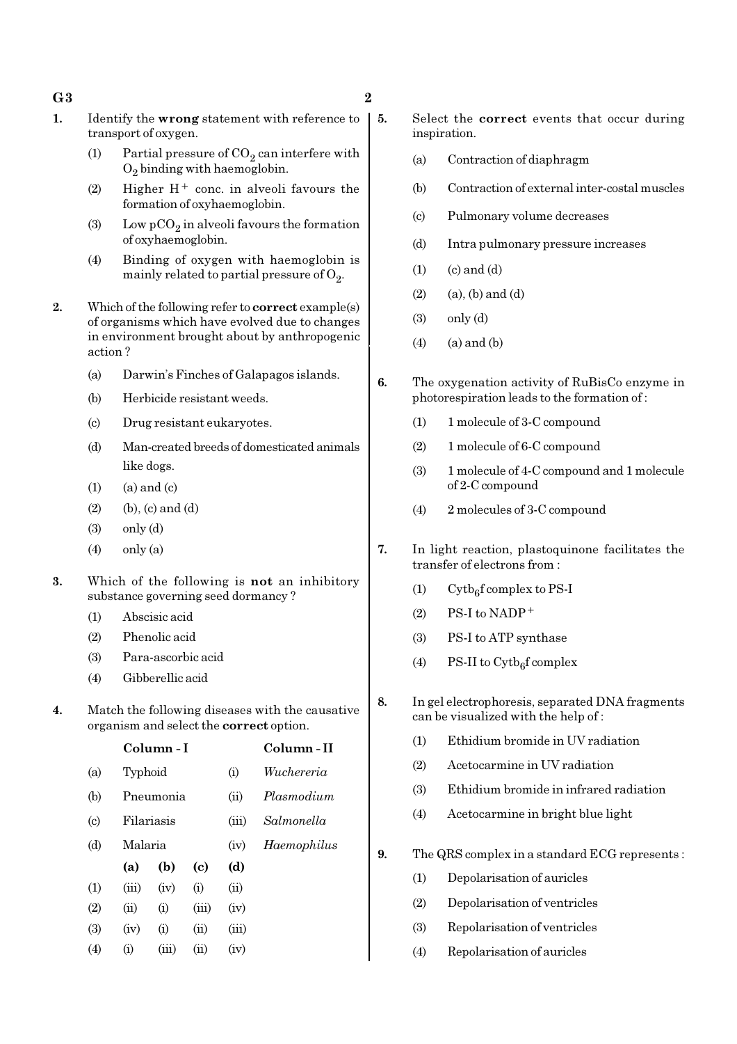1. Identify the **wrong** statement with reference to transport of oxygen.
   (1) Partial pressure of $CO_2$ can interfere with $O_2$ binding with haemoglobin.
   (2) Higher $H^+$ conc. in alveoli favours the formation of oxyhaemoglobin.
   (3) Low $pCO_2$ in alveoli favours the formation of oxyhaemoglobin.
   (4) Binding of oxygen with haemoglobin is mainly related to partial pressure of $O_2$.

2. Which of the following refer to **correct** example(s) of organisms which have evolved due to changes in environment brought about by anthropogenic action ?
   (a) Darwin's Finches of Galapagos islands.
   (b) Herbicide resistant weeds.
   (c) Drug resistant eukaryotes.
   (d) Man-created breeds of domesticated animals like dogs.
   (1) (a) and (c)
   (2) (b), (c) and (d)
   (3) only (d)
   (4) only (a)

3. Which of the following is **not** an inhibitory substance governing seed dormancy ?
   (1) Abscisic acid
   (2) Phenolic acid
   (3) Para-ascorbic acid
   (4) Gibberellic acid

4. Match the following diseases with the causative organism and select the **correct** option.

|  | Column - I |  | Column - II |
|---|---|---|---|
| (a) | Typhoid | (i) | *Wuchereria* |
| (b) | Pneumonia | (ii) | *Plasmodium* |
| (c) | Filariasis | (iii) | *Salmonella* |
| (d) | Malaria | (iv) | *Haemophilus* |

|  | (a) | (b) | (c) | (d) |
|---|---|---|---|---|
| (1) | (iii) | (iv) | (i) | (ii) |
| (2) | (ii) | (i) | (iii) | (iv) |
| (3) | (iv) | (i) | (ii) | (iii) |
| (4) | (i) | (iii) | (ii) | (iv) |

5. Select the **correct** events that occur during inspiration.
   (a) Contraction of diaphragm
   (b) Contraction of external inter-costal muscles
   (c) Pulmonary volume decreases
   (d) Intra pulmonary pressure increases
   (1) (c) and (d)
   (2) (a), (b) and (d)
   (3) only (d)
   (4) (a) and (b)

6. The oxygenation activity of RuBisCo enzyme in photorespiration leads to the formation of :
   (1) 1 molecule of 3-C compound
   (2) 1 molecule of 6-C compound
   (3) 1 molecule of 4-C compound and 1 molecule of 2-C compound
   (4) 2 molecules of 3-C compound

7. In light reaction, plastoquinone facilitates the transfer of electrons from :
   (1) $Cytb_6f$ complex to PS-I
   (2) PS-I to $NADP^+$
   (3) PS-I to ATP synthase
   (4) PS-II to $Cytb_6f$ complex

8. In gel electrophoresis, separated DNA fragments can be visualized with the help of :
   (1) Ethidium bromide in UV radiation
   (2) Acetocarmine in UV radiation
   (3) Ethidium bromide in infrared radiation
   (4) Acetocarmine in bright blue light

9. The QRS complex in a standard ECG represents :
   (1) Depolarisation of auricles
   (2) Depolarisation of ventricles
   (3) Repolarisation of ventricles
   (4) Repolarisation of auricles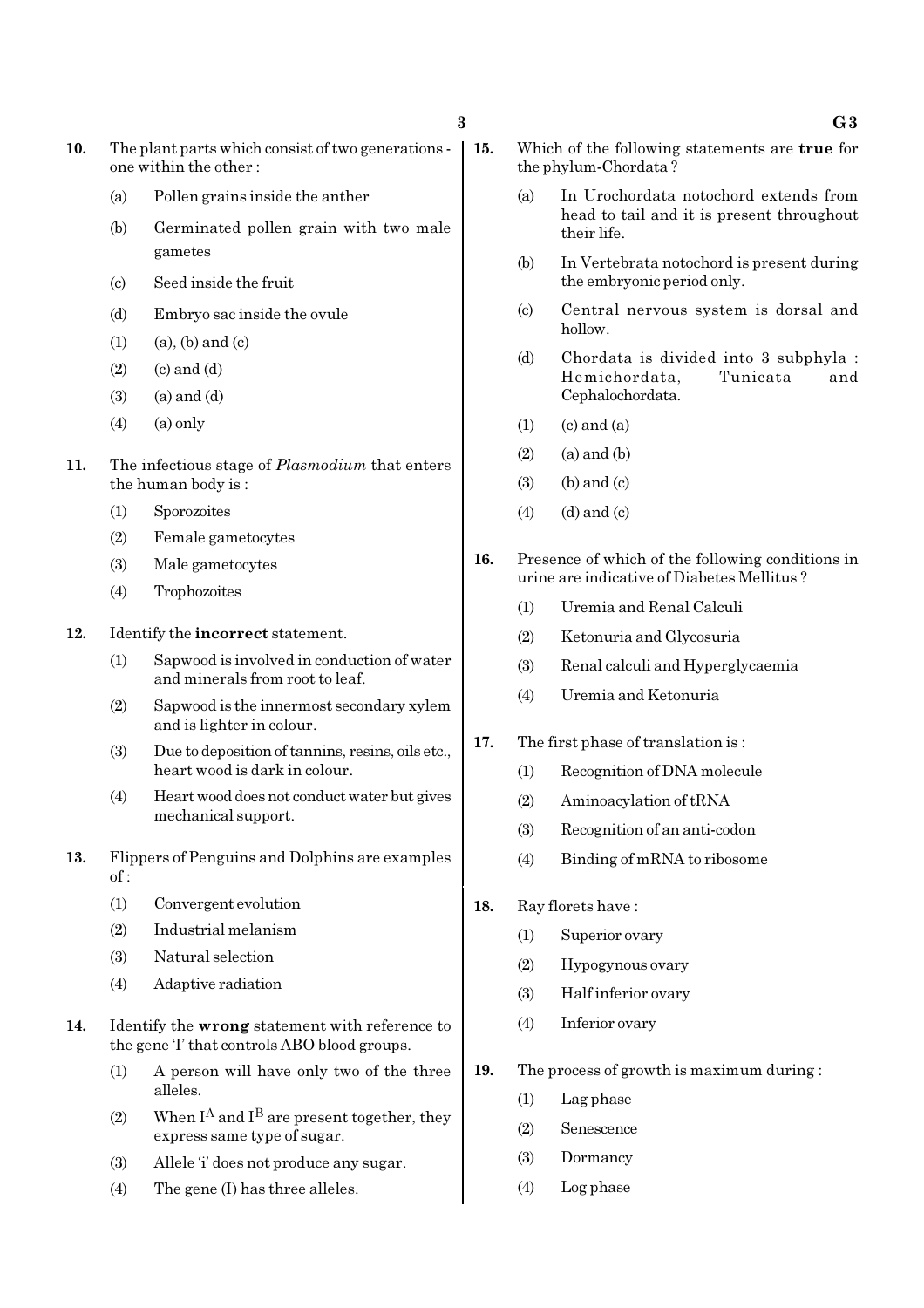**10.** The plant parts which consist of two generations - one within the other :

(a) Pollen grains inside the anther

(b) Germinated pollen grain with two male gametes

(c) Seed inside the fruit

(d) Embryo sac inside the ovule

(1) (a), (b) and (c)

(2) (c) and (d)

(3) (a) and (d)

(4) (a) only

**11.** The infectious stage of *Plasmodium* that enters the human body is :

(1) Sporozoites

(2) Female gametocytes

(3) Male gametocytes

(4) Trophozoites

**12.** Identify the **incorrect** statement.

(1) Sapwood is involved in conduction of water and minerals from root to leaf.

(2) Sapwood is the innermost secondary xylem and is lighter in colour.

(3) Due to deposition of tannins, resins, oils etc., heart wood is dark in colour.

(4) Heart wood does not conduct water but gives mechanical support.

**13.** Flippers of Penguins and Dolphins are examples of :

(1) Convergent evolution

(2) Industrial melanism

(3) Natural selection

(4) Adaptive radiation

**14.** Identify the **wrong** statement with reference to the gene 'I' that controls ABO blood groups.

(1) A person will have only two of the three alleles.

(2) When $I^A$ and $I^B$ are present together, they express same type of sugar.

(3) Allele 'i' does not produce any sugar.

(4) The gene (I) has three alleles.

**15.** Which of the following statements are **true** for the phylum-Chordata ?

(a) In Urochordata notochord extends from head to tail and it is present throughout their life.

(b) In Vertebrata notochord is present during the embryonic period only.

(c) Central nervous system is dorsal and hollow.

(d) Chordata is divided into 3 subphyla : Hemichordata, Tunicata and Cephalochordata.

(1) (c) and (a)

(2) (a) and (b)

(3) (b) and (c)

(4) (d) and (c)

**16.** Presence of which of the following conditions in urine are indicative of Diabetes Mellitus ?

(1) Uremia and Renal Calculi

(2) Ketonuria and Glycosuria

(3) Renal calculi and Hyperglycaemia

(4) Uremia and Ketonuria

**17.** The first phase of translation is :

(1) Recognition of DNA molecule

(2) Aminoacylation of tRNA

(3) Recognition of an anti-codon

(4) Binding of mRNA to ribosome

**18.** Ray florets have :

(1) Superior ovary

(2) Hypogynous ovary

(3) Half inferior ovary

(4) Inferior ovary

**19.** The process of growth is maximum during :

(1) Lag phase

(2) Senescence

(3) Dormancy

(4) Log phase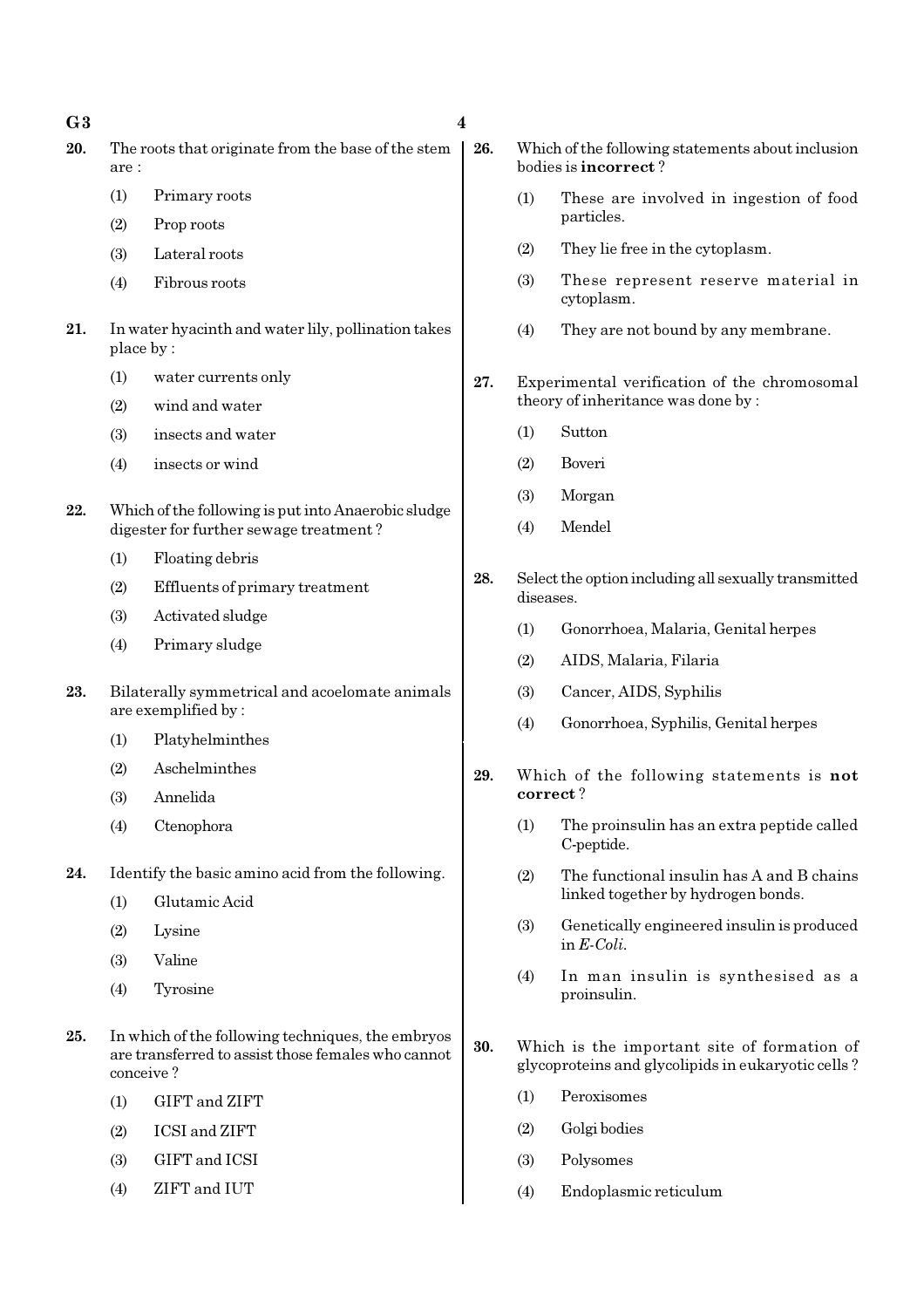20. The roots that originate from the base of the stem are :

(1) Primary roots

(2) Prop roots

(3) Lateral roots

(4) Fibrous roots

21. In water hyacinth and water lily, pollination takes place by :

(1) water currents only

(2) wind and water

(3) insects and water

(4) insects or wind

22. Which of the following is put into Anaerobic sludge digester for further sewage treatment ?

(1) Floating debris

(2) Effluents of primary treatment

(3) Activated sludge

(4) Primary sludge

23. Bilaterally symmetrical and acoelomate animals are exemplified by :

(1) Platyhelminthes

(2) Aschelminthes

(3) Annelida

(4) Ctenophora

24. Identify the basic amino acid from the following.

(1) Glutamic Acid

(2) Lysine

(3) Valine

(4) Tyrosine

25. In which of the following techniques, the embryos are transferred to assist those females who cannot conceive ?

(1) GIFT and ZIFT

(2) ICSI and ZIFT

(3) GIFT and ICSI

(4) ZIFT and IUT

26. Which of the following statements about inclusion bodies is **incorrect** ?

(1) These are involved in ingestion of food particles.

(2) They lie free in the cytoplasm.

(3) These represent reserve material in cytoplasm.

(4) They are not bound by any membrane.

27. Experimental verification of the chromosomal theory of inheritance was done by :

(1) Sutton

(2) Boveri

(3) Morgan

(4) Mendel

28. Select the option including all sexually transmitted diseases.

(1) Gonorrhoea, Malaria, Genital herpes

(2) AIDS, Malaria, Filaria

(3) Cancer, AIDS, Syphilis

(4) Gonorrhoea, Syphilis, Genital herpes

29. Which of the following statements is **not correct** ?

(1) The proinsulin has an extra peptide called C-peptide.

(2) The functional insulin has A and B chains linked together by hydrogen bonds.

(3) Genetically engineered insulin is produced in *E-Coli*.

(4) In man insulin is synthesised as a proinsulin.

30. Which is the important site of formation of glycoproteins and glycolipids in eukaryotic cells ?

(1) Peroxisomes

(2) Golgi bodies

(3) Polysomes

(4) Endoplasmic reticulum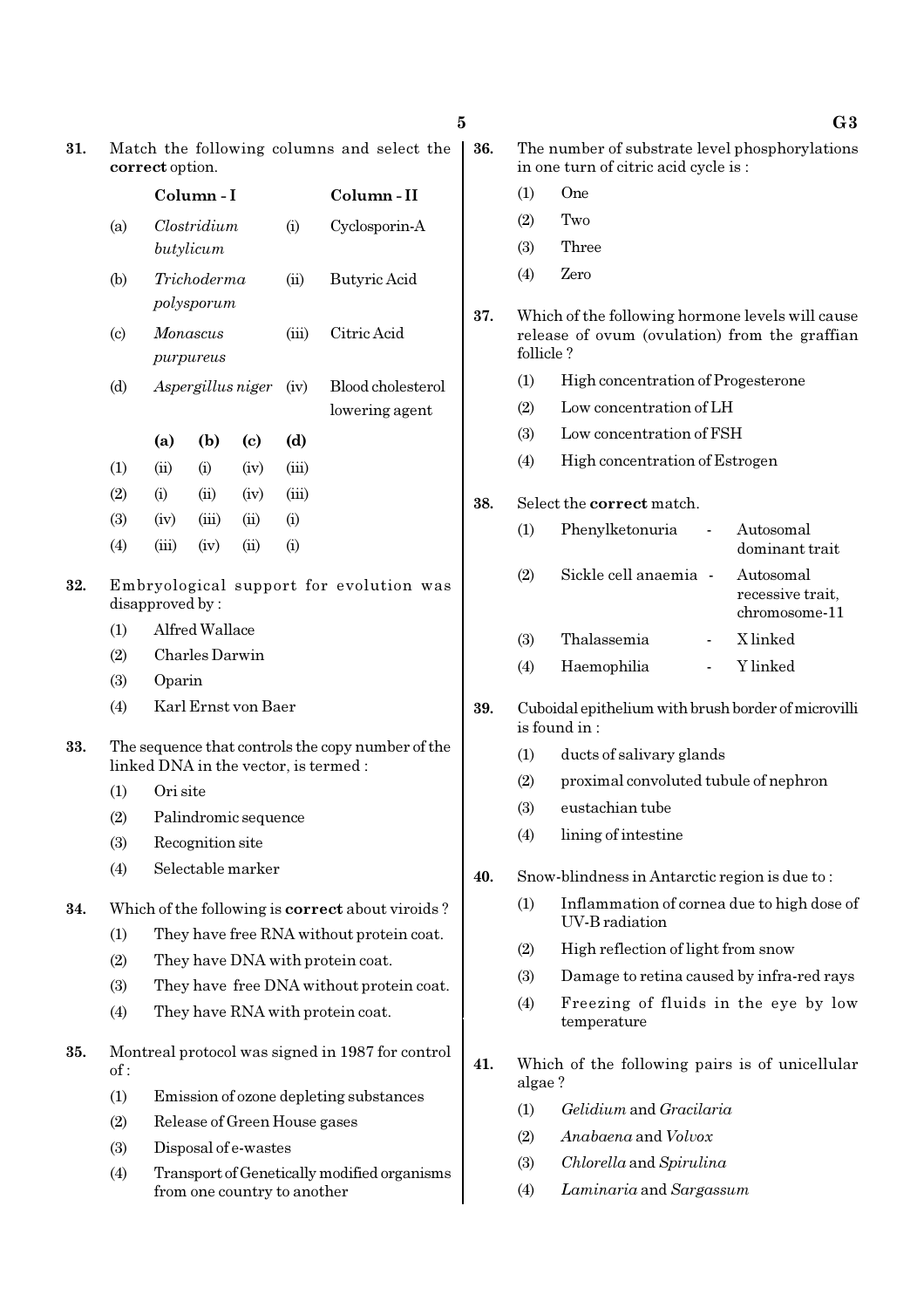**31.** Match the following columns and select the **correct** option.

| | Column - I | | Column - II |
|---|---|---|---|
| (a) | *Clostridium butylicum* | (i) | Cyclosporin-A |
| (b) | *Trichoderma polysporum* | (ii) | Butyric Acid |
| (c) | *Monascus purpureus* | (iii) | Citric Acid |
| (d) | *Aspergillus niger* | (iv) | Blood cholesterol lowering agent |

| | (a) | (b) | (c) | (d) |
|---|---|---|---|---|
| (1) | (ii) | (i) | (iv) | (iii) |
| (2) | (i) | (ii) | (iv) | (iii) |
| (3) | (iv) | (iii) | (ii) | (i) |
| (4) | (iii) | (iv) | (ii) | (i) |

**32.** Embryological support for evolution was disapproved by :

(1) Alfred Wallace
(2) Charles Darwin
(3) Oparin
(4) Karl Ernst von Baer

**33.** The sequence that controls the copy number of the linked DNA in the vector, is termed :

(1) Ori site
(2) Palindromic sequence
(3) Recognition site
(4) Selectable marker

**34.** Which of the following is **correct** about viroids ?

(1) They have free RNA without protein coat.
(2) They have DNA with protein coat.
(3) They have free DNA without protein coat.
(4) They have RNA with protein coat.

**35.** Montreal protocol was signed in 1987 for control of :

(1) Emission of ozone depleting substances
(2) Release of Green House gases
(3) Disposal of e-wastes
(4) Transport of Genetically modified organisms from one country to another

**36.** The number of substrate level phosphorylations in one turn of citric acid cycle is :

(1) One
(2) Two
(3) Three
(4) Zero

**37.** Which of the following hormone levels will cause release of ovum (ovulation) from the graffian follicle ?

(1) High concentration of Progesterone
(2) Low concentration of LH
(3) Low concentration of FSH
(4) High concentration of Estrogen

**38.** Select the **correct** match.

(1) Phenylketonuria - Autosomal dominant trait
(2) Sickle cell anaemia - Autosomal recessive trait, chromosome-11
(3) Thalassemia - X linked
(4) Haemophilia - Y linked

**39.** Cuboidal epithelium with brush border of microvilli is found in :

(1) ducts of salivary glands
(2) proximal convoluted tubule of nephron
(3) eustachian tube
(4) lining of intestine

**40.** Snow-blindness in Antarctic region is due to :

(1) Inflammation of cornea due to high dose of UV-B radiation
(2) High reflection of light from snow
(3) Damage to retina caused by infra-red rays
(4) Freezing of fluids in the eye by low temperature

**41.** Which of the following pairs is of unicellular algae ?

(1) *Gelidium* and *Gracilaria*
(2) *Anabaena* and *Volvox*
(3) *Chlorella* and *Spirulina*
(4) *Laminaria* and *Sargassum*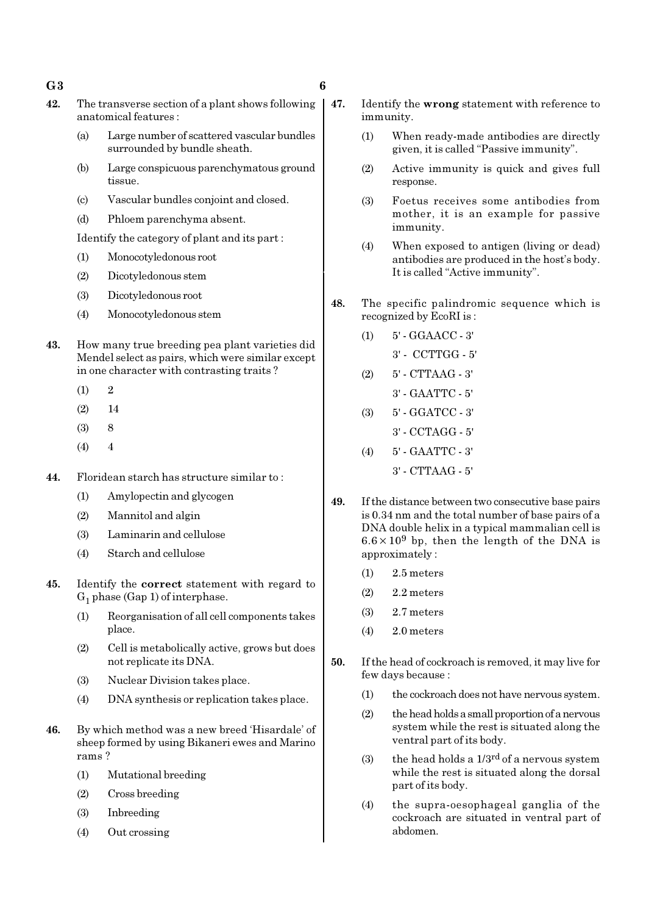42. The transverse section of a plant shows following anatomical features :

    (a) Large number of scattered vascular bundles surrounded by bundle sheath.

    (b) Large conspicuous parenchymatous ground tissue.

    (c) Vascular bundles conjoint and closed.

    (d) Phloem parenchyma absent.

    Identify the category of plant and its part :

    (1) Monocotyledonous root

    (2) Dicotyledonous stem

    (3) Dicotyledonous root

    (4) Monocotyledonous stem

43. How many true breeding pea plant varieties did Mendel select as pairs, which were similar except in one character with contrasting traits ?

    (1) 2

    (2) 14

    (3) 8

    (4) 4

44. Floridean starch has structure similar to :

    (1) Amylopectin and glycogen

    (2) Mannitol and algin

    (3) Laminarin and cellulose

    (4) Starch and cellulose

45. Identify the **correct** statement with regard to $G_1$ phase (Gap 1) of interphase.

    (1) Reorganisation of all cell components takes place.

    (2) Cell is metabolically active, grows but does not replicate its DNA.

    (3) Nuclear Division takes place.

    (4) DNA synthesis or replication takes place.

46. By which method was a new breed 'Hisardale' of sheep formed by using Bikaneri ewes and Marino rams ?

    (1) Mutational breeding

    (2) Cross breeding

    (3) Inbreeding

    (4) Out crossing

47. Identify the **wrong** statement with reference to immunity.

    (1) When ready-made antibodies are directly given, it is called "Passive immunity".

    (2) Active immunity is quick and gives full response.

    (3) Foetus receives some antibodies from mother, it is an example for passive immunity.

    (4) When exposed to antigen (living or dead) antibodies are produced in the host's body. It is called "Active immunity".

48. The specific palindromic sequence which is recognized by EcoRI is :

    (1) 5' - GGAACC - 3'
        3' - CCTTGG - 5'

    (2) 5' - CTTAAG - 3'
        3' - GAATTC - 5'

    (3) 5' - GGATCC - 3'
        3' - CCTAGG - 5'

    (4) 5' - GAATTC - 3'
        3' - CTTAAG - 5'

49. If the distance between two consecutive base pairs is 0.34 nm and the total number of base pairs of a DNA double helix in a typical mammalian cell is $6.6 \times 10^9$ bp, then the length of the DNA is approximately :

    (1) 2.5 meters

    (2) 2.2 meters

    (3) 2.7 meters

    (4) 2.0 meters

50. If the head of cockroach is removed, it may live for few days because :

    (1) the cockroach does not have nervous system.

    (2) the head holds a small proportion of a nervous system while the rest is situated along the ventral part of its body.

    (3) the head holds a $1/3^{rd}$ of a nervous system while the rest is situated along the dorsal part of its body.

    (4) the supra-oesophageal ganglia of the cockroach are situated in ventral part of abdomen.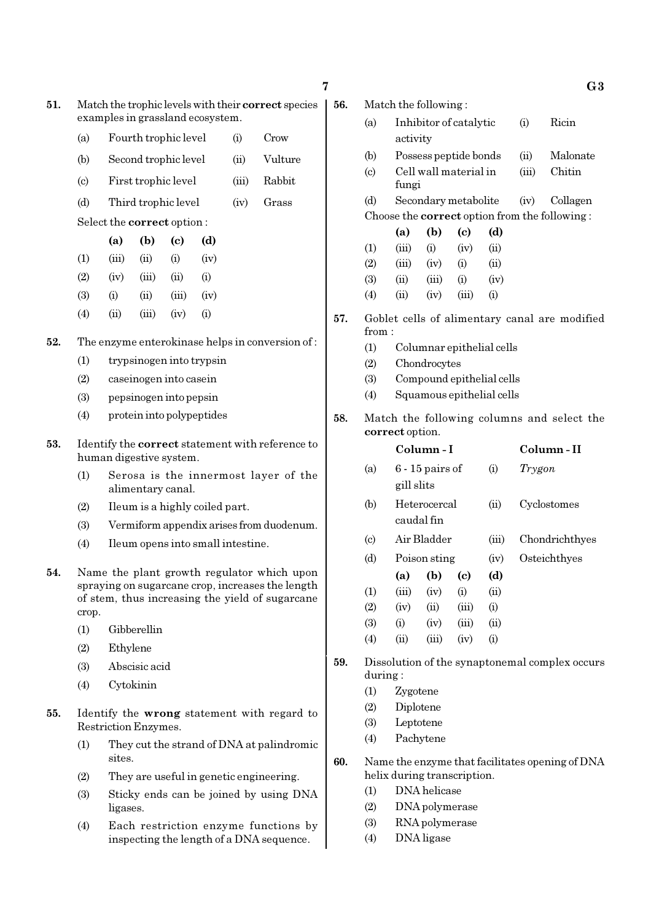**51.** Match the trophic levels with their **correct** species examples in grassland ecosystem.

| | | | |
|---|---|---|---|
| (a) | Fourth trophic level | (i) | Crow |
| (b) | Second trophic level | (ii) | Vulture |
| (c) | First trophic level | (iii) | Rabbit |
| (d) | Third trophic level | (iv) | Grass |

Select the **correct** option :

| | (a) | (b) | (c) | (d) |
|---|---|---|---|---|
| (1) | (iii) | (ii) | (i) | (iv) |
| (2) | (iv) | (iii) | (ii) | (i) |
| (3) | (i) | (ii) | (iii) | (iv) |
| (4) | (ii) | (iii) | (iv) | (i) |

**52.** The enzyme enterokinase helps in conversion of :

(1) trypsinogen into trypsin

(2) caseinogen into casein

(3) pepsinogen into pepsin

(4) protein into polypeptides

**53.** Identify the **correct** statement with reference to human digestive system.

(1) Serosa is the innermost layer of the alimentary canal.

(2) Ileum is a highly coiled part.

(3) Vermiform appendix arises from duodenum.

(4) Ileum opens into small intestine.

**54.** Name the plant growth regulator which upon spraying on sugarcane crop, increases the length of stem, thus increasing the yield of sugarcane crop.

(1) Gibberellin

(2) Ethylene

(3) Abscisic acid

(4) Cytokinin

**55.** Identify the **wrong** statement with regard to Restriction Enzymes.

(1) They cut the strand of DNA at palindromic sites.

(2) They are useful in genetic engineering.

(3) Sticky ends can be joined by using DNA ligases.

(4) Each restriction enzyme functions by inspecting the length of a DNA sequence.

**56.** Match the following :

| | | | |
|---|---|---|---|
| (a) | Inhibitor of catalytic activity | (i) | Ricin |
| (b) | Possess peptide bonds | (ii) | Malonate |
| (c) | Cell wall material in fungi | (iii) | Chitin |
| (d) | Secondary metabolite | (iv) | Collagen |

Choose the **correct** option from the following :

| | (a) | (b) | (c) | (d) |
|---|---|---|---|---|
| (1) | (iii) | (i) | (iv) | (ii) |
| (2) | (iii) | (iv) | (i) | (ii) |
| (3) | (ii) | (iii) | (i) | (iv) |
| (4) | (ii) | (iv) | (iii) | (i) |

**57.** Goblet cells of alimentary canal are modified from :

(1) Columnar epithelial cells

(2) Chondrocytes

(3) Compound epithelial cells

(4) Squamous epithelial cells

**58.** Match the following columns and select the **correct** option.

| | Column - I | | Column - II |
|---|---|---|---|
| (a) | 6 - 15 pairs of gill slits | (i) | *Trygon* |
| (b) | Heterocercal caudal fin | (ii) | Cyclostomes |
| (c) | Air Bladder | (iii) | Chondrichthyes |
| (d) | Poison sting | (iv) | Osteichthyes |

| | (a) | (b) | (c) | (d) |
|---|---|---|---|---|
| (1) | (iii) | (iv) | (i) | (ii) |
| (2) | (iv) | (ii) | (iii) | (i) |
| (3) | (i) | (iv) | (iii) | (ii) |
| (4) | (ii) | (iii) | (iv) | (i) |

**59.** Dissolution of the synaptonemal complex occurs during :

(1) Zygotene

(2) Diplotene

(3) Leptotene

(4) Pachytene

**60.** Name the enzyme that facilitates opening of DNA helix during transcription.

(1) DNA helicase

(2) DNA polymerase

(3) RNA polymerase

(4) DNA ligase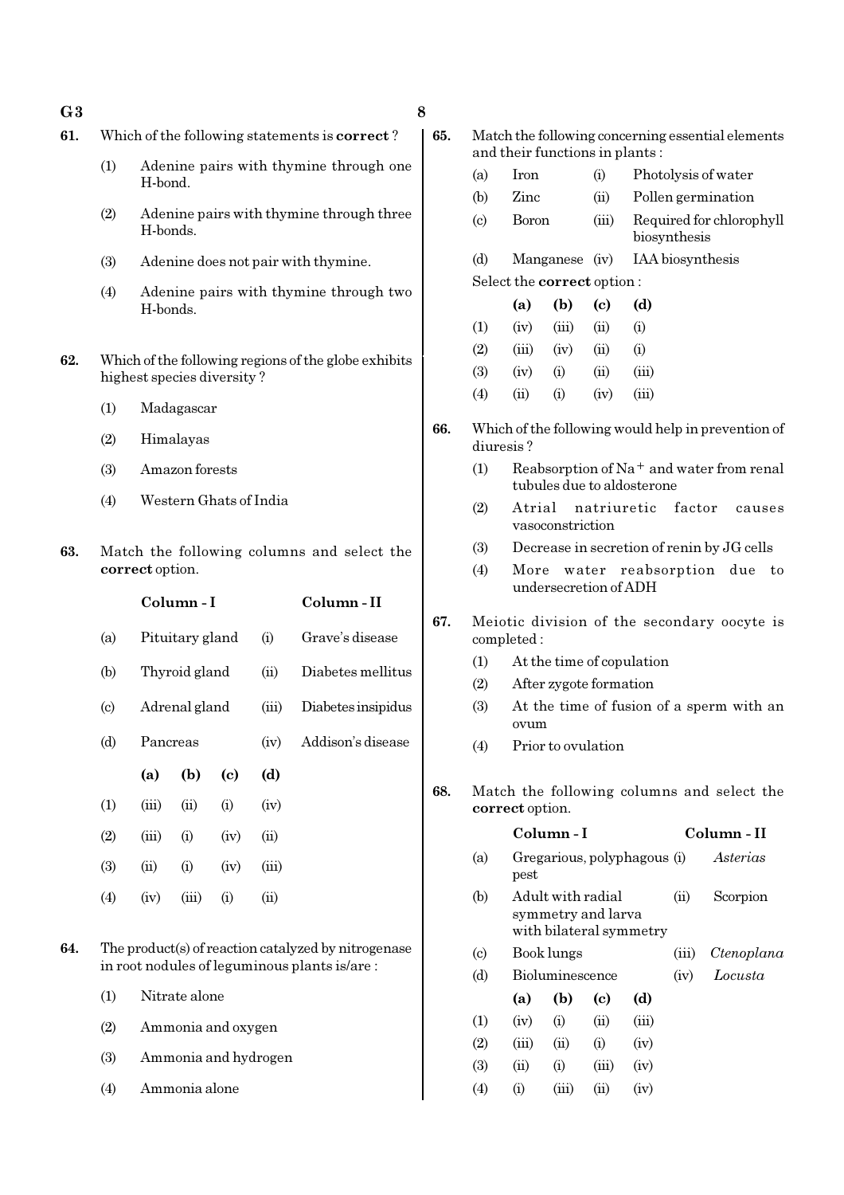61. Which of the following statements is **correct** ?

(1) Adenine pairs with thymine through one H-bond.

(2) Adenine pairs with thymine through three H-bonds.

(3) Adenine does not pair with thymine.

(4) Adenine pairs with thymine through two H-bonds.

62. Which of the following regions of the globe exhibits highest species diversity ?

(1) Madagascar

(2) Himalayas

(3) Amazon forests

(4) Western Ghats of India

63. Match the following columns and select the **correct** option.

| | Column - I | | Column - II |
|---|---|---|---|
| (a) | Pituitary gland | (i) | Grave's disease |
| (b) | Thyroid gland | (ii) | Diabetes mellitus |
| (c) | Adrenal gland | (iii) | Diabetes insipidus |
| (d) | Pancreas | (iv) | Addison's disease |

| | (a) | (b) | (c) | (d) |
|---|---|---|---|---|
| (1) | (iii) | (ii) | (i) | (iv) |
| (2) | (iii) | (i) | (iv) | (ii) |
| (3) | (ii) | (i) | (iv) | (iii) |
| (4) | (iv) | (iii) | (i) | (ii) |

64. The product(s) of reaction catalyzed by nitrogenase in root nodules of leguminous plants is/are :

(1) Nitrate alone

(2) Ammonia and oxygen

(3) Ammonia and hydrogen

(4) Ammonia alone

65. Match the following concerning essential elements and their functions in plants :

| | | | |
|---|---|---|---|
| (a) | Iron | (i) | Photolysis of water |
| (b) | Zinc | (ii) | Pollen germination |
| (c) | Boron | (iii) | Required for chlorophyll biosynthesis |
| (d) | Manganese | (iv) | IAA biosynthesis |

Select the **correct** option :

| | (a) | (b) | (c) | (d) |
|---|---|---|---|---|
| (1) | (iv) | (iii) | (ii) | (i) |
| (2) | (iii) | (iv) | (ii) | (i) |
| (3) | (iv) | (i) | (ii) | (iii) |
| (4) | (ii) | (i) | (iv) | (iii) |

66. Which of the following would help in prevention of diuresis ?

(1) Reabsorption of $Na^+$ and water from renal tubules due to aldosterone

(2) Atrial natriuretic factor causes vasoconstriction

(3) Decrease in secretion of renin by JG cells

(4) More water reabsorption due to undersecretion of ADH

67. Meiotic division of the secondary oocyte is completed :

(1) At the time of copulation

(2) After zygote formation

(3) At the time of fusion of a sperm with an ovum

(4) Prior to ovulation

68. Match the following columns and select the **correct** option.

| | Column - I | | Column - II |
|---|---|---|---|
| (a) | Gregarious, polyphagous pest | (i) | *Asterias* |
| (b) | Adult with radial symmetry and larva with bilateral symmetry | (ii) | Scorpion |
| (c) | Book lungs | (iii) | *Ctenoplana* |
| (d) | Bioluminescence | (iv) | *Locusta* |

| | (a) | (b) | (c) | (d) |
|---|---|---|---|---|
| (1) | (iv) | (i) | (ii) | (iii) |
| (2) | (iii) | (ii) | (i) | (iv) |
| (3) | (ii) | (i) | (iii) | (iv) |
| (4) | (i) | (iii) | (ii) | (iv) |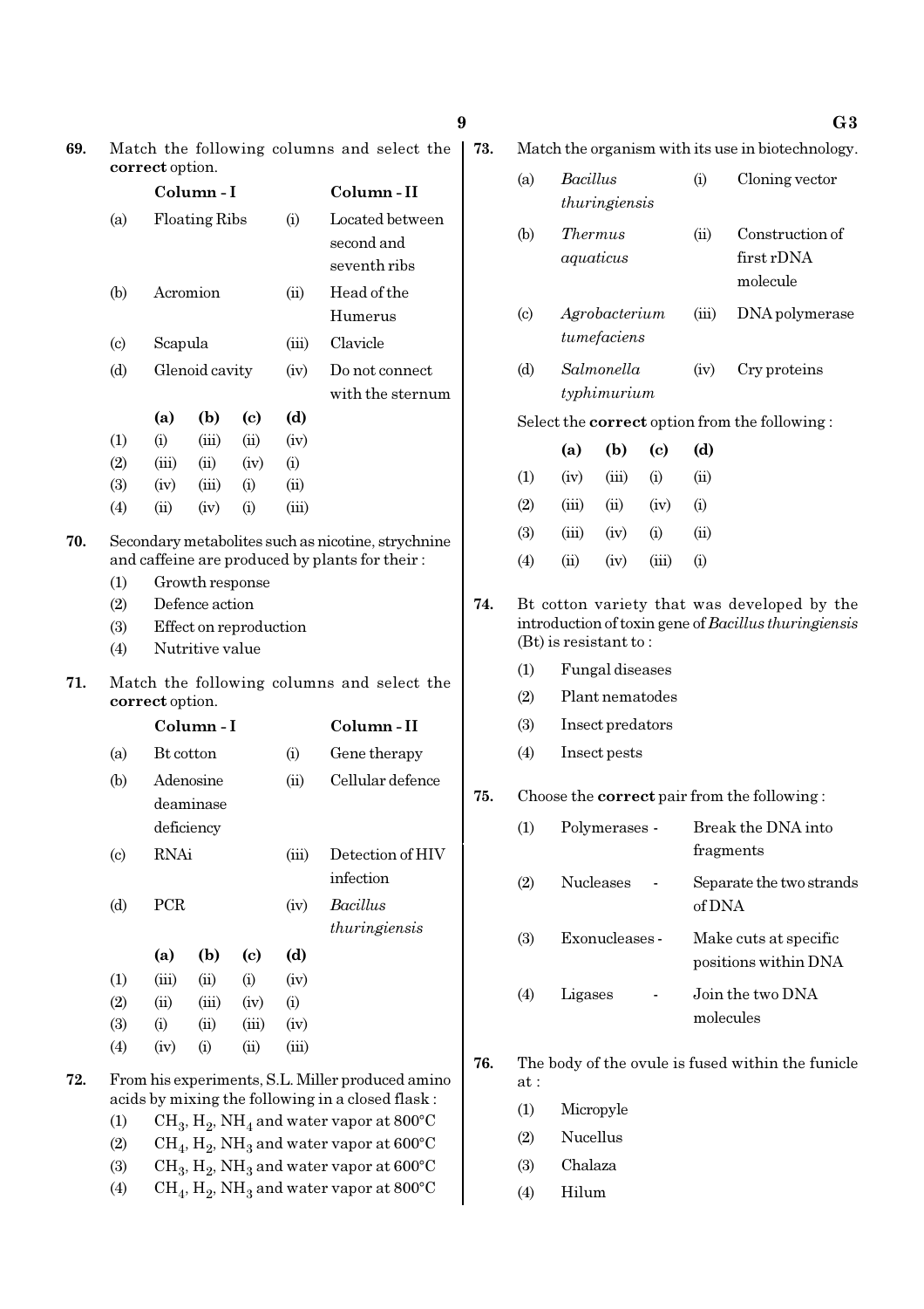**69.** Match the following columns and select the **correct** option.

| | Column - I | | Column - II |
|---|---|---|---|
| (a) | Floating Ribs | (i) | Located between second and seventh ribs |
| (b) | Acromion | (ii) | Head of the Humerus |
| (c) | Scapula | (iii) | Clavicle |
| (d) | Glenoid cavity | (iv) | Do not connect with the sternum |

| | (a) | (b) | (c) | (d) |
|---|---|---|---|---|
| (1) | (i) | (iii) | (ii) | (iv) |
| (2) | (iii) | (ii) | (iv) | (i) |
| (3) | (iv) | (iii) | (i) | (ii) |
| (4) | (ii) | (iv) | (i) | (iii) |

**70.** Secondary metabolites such as nicotine, strychnine and caffeine are produced by plants for their :

(1) Growth response
(2) Defence action
(3) Effect on reproduction
(4) Nutritive value

**71.** Match the following columns and select the **correct** option.

| | Column - I | | Column - II |
|---|---|---|---|
| (a) | Bt cotton | (i) | Gene therapy |
| (b) | Adenosine deaminase deficiency | (ii) | Cellular defence |
| (c) | RNAi | (iii) | Detection of HIV infection |
| (d) | PCR | (iv) | *Bacillus thuringiensis* |

| | (a) | (b) | (c) | (d) |
|---|---|---|---|---|
| (1) | (iii) | (ii) | (i) | (iv) |
| (2) | (ii) | (iii) | (iv) | (i) |
| (3) | (i) | (ii) | (iii) | (iv) |
| (4) | (iv) | (i) | (ii) | (iii) |

**72.** From his experiments, S.L. Miller produced amino acids by mixing the following in a closed flask :

(1) $CH_3$, $H_2$, $NH_4$ and water vapor at 800°C
(2) $CH_4$, $H_2$, $NH_3$ and water vapor at 600°C
(3) $CH_3$, $H_2$, $NH_3$ and water vapor at 600°C
(4) $CH_4$, $H_2$, $NH_3$ and water vapor at 800°C

**73.** Match the organism with its use in biotechnology.

| | | | |
|---|---|---|---|
| (a) | *Bacillus thuringiensis* | (i) | Cloning vector |
| (b) | *Thermus aquaticus* | (ii) | Construction of first rDNA molecule |
| (c) | *Agrobacterium tumefaciens* | (iii) | DNA polymerase |
| (d) | *Salmonella typhimurium* | (iv) | Cry proteins |

Select the **correct** option from the following :

| | (a) | (b) | (c) | (d) |
|---|---|---|---|---|
| (1) | (iv) | (iii) | (i) | (ii) |
| (2) | (iii) | (ii) | (iv) | (i) |
| (3) | (iii) | (iv) | (i) | (ii) |
| (4) | (ii) | (iv) | (iii) | (i) |

**74.** Bt cotton variety that was developed by the introduction of toxin gene of *Bacillus thuringiensis* (Bt) is resistant to :

(1) Fungal diseases
(2) Plant nematodes
(3) Insect predators
(4) Insect pests

**75.** Choose the **correct** pair from the following :

(1) Polymerases - Break the DNA into fragments
(2) Nucleases - Separate the two strands of DNA
(3) Exonucleases - Make cuts at specific positions within DNA
(4) Ligases - Join the two DNA molecules

**76.** The body of the ovule is fused within the funicle at :

(1) Micropyle
(2) Nucellus
(3) Chalaza
(4) Hilum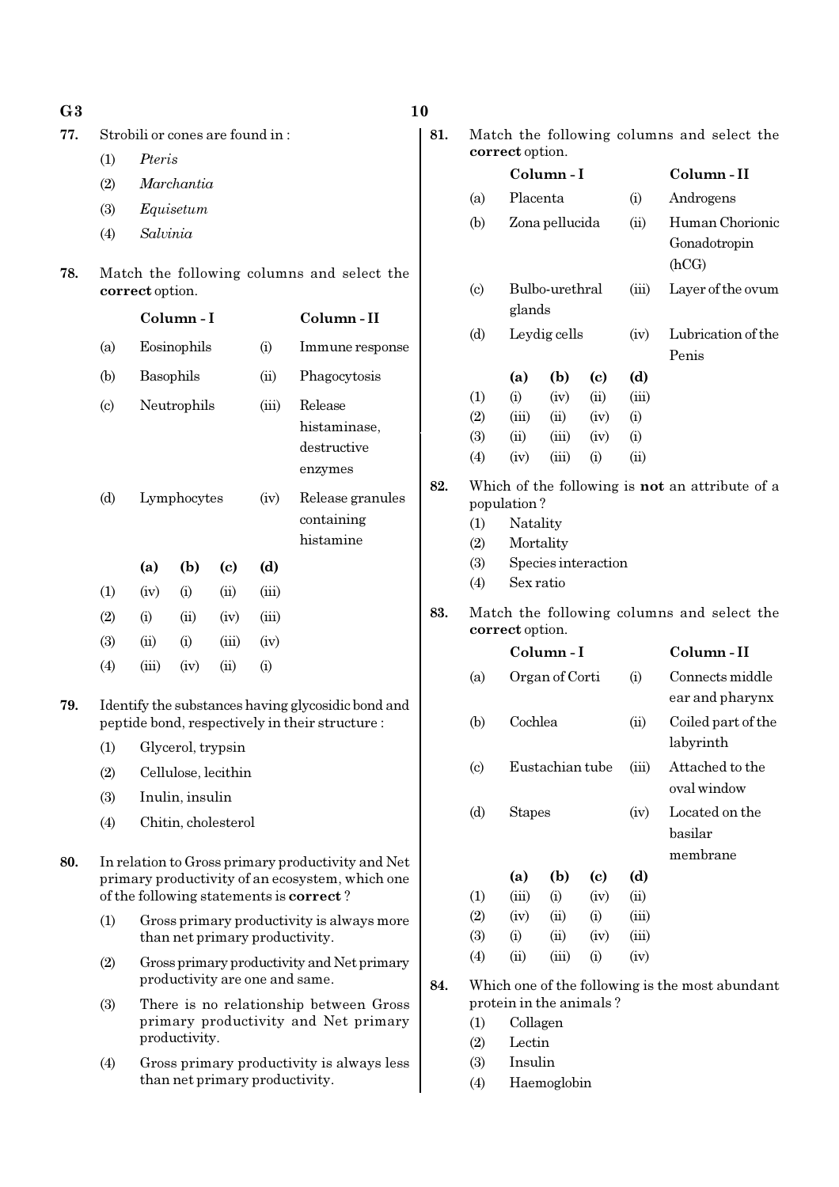**77.** Strobili or cones are found in :

(1) *Pteris*

(2) *Marchantia*

(3) *Equisetum*

(4) *Salvinia*

**78.** Match the following columns and select the **correct** option.

| | Column - I | | Column - II |
|---|---|---|---|
| (a) | Eosinophils | (i) | Immune response |
| (b) | Basophils | (ii) | Phagocytosis |
| (c) | Neutrophils | (iii) | Release histaminase, destructive enzymes |
| (d) | Lymphocytes | (iv) | Release granules containing histamine |

| | (a) | (b) | (c) | (d) |
|---|---|---|---|---|
| (1) | (iv) | (i) | (ii) | (iii) |
| (2) | (i) | (ii) | (iv) | (iii) |
| (3) | (ii) | (i) | (iii) | (iv) |
| (4) | (iii) | (iv) | (ii) | (i) |

**79.** Identify the substances having glycosidic bond and peptide bond, respectively in their structure :

(1) Glycerol, trypsin

(2) Cellulose, lecithin

(3) Inulin, insulin

(4) Chitin, cholesterol

**80.** In relation to Gross primary productivity and Net primary productivity of an ecosystem, which one of the following statements is **correct** ?

(1) Gross primary productivity is always more than net primary productivity.

(2) Gross primary productivity and Net primary productivity are one and same.

(3) There is no relationship between Gross primary productivity and Net primary productivity.

(4) Gross primary productivity is always less than net primary productivity.

**81.** Match the following columns and select the **correct** option.

| | Column - I | | Column - II |
|---|---|---|---|
| (a) | Placenta | (i) | Androgens |
| (b) | Zona pellucida | (ii) | Human Chorionic Gonadotropin (hCG) |
| (c) | Bulbo-urethral glands | (iii) | Layer of the ovum |
| (d) | Leydig cells | (iv) | Lubrication of the Penis |

| | (a) | (b) | (c) | (d) |
|---|---|---|---|---|
| (1) | (i) | (iv) | (ii) | (iii) |
| (2) | (iii) | (ii) | (iv) | (i) |
| (3) | (ii) | (iii) | (iv) | (i) |
| (4) | (iv) | (iii) | (i) | (ii) |

**82.** Which of the following is **not** an attribute of a population ?

(1) Natality

(2) Mortality

(3) Species interaction

(4) Sex ratio

**83.** Match the following columns and select the **correct** option.

| | Column - I | | Column - II |
|---|---|---|---|
| (a) | Organ of Corti | (i) | Connects middle ear and pharynx |
| (b) | Cochlea | (ii) | Coiled part of the labyrinth |
| (c) | Eustachian tube | (iii) | Attached to the oval window |
| (d) | Stapes | (iv) | Located on the basilar membrane |

| | (a) | (b) | (c) | (d) |
|---|---|---|---|---|
| (1) | (iii) | (i) | (iv) | (ii) |
| (2) | (iv) | (ii) | (i) | (iii) |
| (3) | (i) | (ii) | (iv) | (iii) |
| (4) | (ii) | (iii) | (i) | (iv) |

**84.** Which one of the following is the most abundant protein in the animals ?

(1) Collagen

(2) Lectin

(3) Insulin

(4) Haemoglobin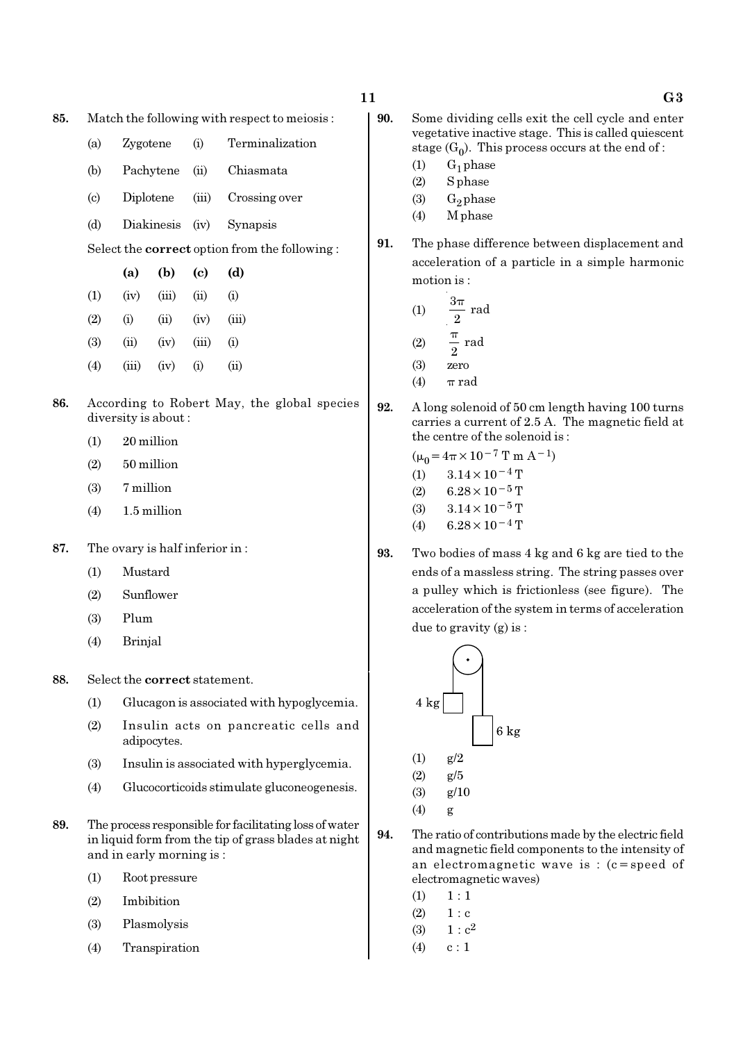85. Match the following with respect to meiosis :

| | | | |
|---|---|---|---|
| (a) | Zygotene | (i) | Terminalization |
| (b) | Pachytene | (ii) | Chiasmata |
| (c) | Diplotene | (iii) | Crossing over |
| (d) | Diakinesis | (iv) | Synapsis |

Select the **correct** option from the following :

| | (a) | (b) | (c) | (d) |
|---|---|---|---|---|
| (1) | (iv) | (iii) | (ii) | (i) |
| (2) | (i) | (ii) | (iv) | (iii) |
| (3) | (ii) | (iv) | (iii) | (i) |
| (4) | (iii) | (iv) | (i) | (ii) |

86. According to Robert May, the global species diversity is about :

(1) 20 million
(2) 50 million
(3) 7 million
(4) 1.5 million

87. The ovary is half inferior in :

(1) Mustard
(2) Sunflower
(3) Plum
(4) Brinjal

88. Select the **correct** statement.

(1) Glucagon is associated with hypoglycemia.
(2) Insulin acts on pancreatic cells and adipocytes.
(3) Insulin is associated with hyperglycemia.
(4) Glucocorticoids stimulate gluconeogenesis.

89. The process responsible for facilitating loss of water in liquid form from the tip of grass blades at night and in early morning is :

(1) Root pressure
(2) Imbibition
(3) Plasmolysis
(4) Transpiration

90. Some dividing cells exit the cell cycle and enter vegetative inactive stage. This is called quiescent stage ($G_0$). This process occurs at the end of :

(1) $G_1$ phase
(2) S phase
(3) $G_2$ phase
(4) M phase

91. The phase difference between displacement and acceleration of a particle in a simple harmonic motion is :

(1) $\frac{3\pi}{2}$ rad
(2) $\frac{\pi}{2}$ rad
(3) zero
(4) $\pi$ rad

92. A long solenoid of 50 cm length having 100 turns carries a current of 2.5 A. The magnetic field at the centre of the solenoid is :

($\mu_0 = 4\pi \times 10^{-7}$ T m $A^{-1}$)

(1) $3.14 \times 10^{-4}$ T
(2) $6.28 \times 10^{-5}$ T
(3) $3.14 \times 10^{-5}$ T
(4) $6.28 \times 10^{-4}$ T

93. Two bodies of mass 4 kg and 6 kg are tied to the ends of a massless string. The string passes over a pulley which is frictionless (see figure). The acceleration of the system in terms of acceleration due to gravity (g) is :

(1) g/2
(2) g/5
(3) g/10
(4) g

94. The ratio of contributions made by the electric field and magnetic field components to the intensity of an electromagnetic wave is : (c = speed of electromagnetic waves)

(1) 1 : 1
(2) 1 : c
(3) 1 : $c^2$
(4) c : 1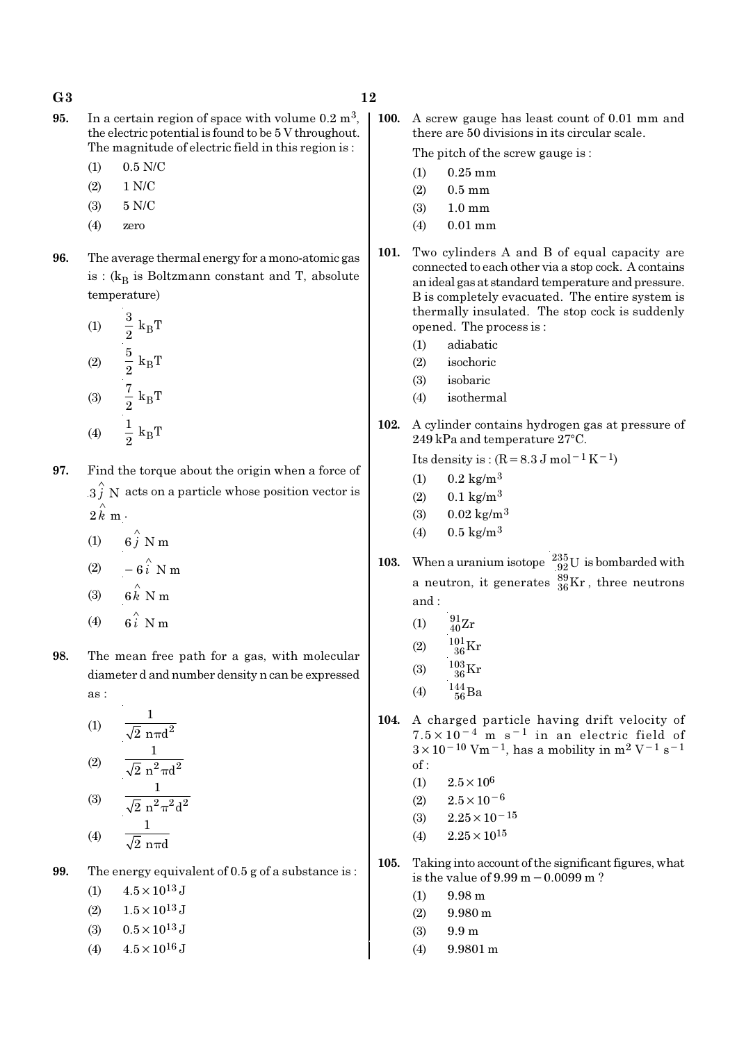**95.** In a certain region of space with volume $0.2 \text{ m}^3$, the electric potential is found to be 5 V throughout. The magnitude of electric field in this region is :

(1) 0.5 N/C

(2) 1 N/C

(3) 5 N/C

(4) zero

**96.** The average thermal energy for a mono-atomic gas is : ($k_B$ is Boltzmann constant and T, absolute temperature)

(1) $\frac{3}{2} k_B T$

(2) $\frac{5}{2} k_B T$

(3) $\frac{7}{2} k_B T$

(4) $\frac{1}{2} k_B T$

**97.** Find the torque about the origin when a force of $3\hat{j}$ N acts on a particle whose position vector is $2\hat{k}$ m.

(1) $6\hat{j}$ N m

(2) $-6\hat{i}$ N m

(3) $6\hat{k}$ N m

(4) $6\hat{i}$ N m

**98.** The mean free path for a gas, with molecular diameter d and number density n can be expressed as :

(1) $\frac{1}{\sqrt{2}\, n\pi d^2}$

(2) $\frac{1}{\sqrt{2}\, n^2\pi d^2}$

(3) $\frac{1}{\sqrt{2}\, n^2\pi^2 d^2}$

(4) $\frac{1}{\sqrt{2}\, n\pi d}$

**99.** The energy equivalent of 0.5 g of a substance is :

(1) $4.5 \times 10^{13}$ J

(2) $1.5 \times 10^{13}$ J

(3) $0.5 \times 10^{13}$ J

(4) $4.5 \times 10^{16}$ J

**100.** A screw gauge has least count of 0.01 mm and there are 50 divisions in its circular scale.

The pitch of the screw gauge is :

(1) 0.25 mm

(2) 0.5 mm

(3) 1.0 mm

(4) 0.01 mm

**101.** Two cylinders A and B of equal capacity are connected to each other via a stop cock. A contains an ideal gas at standard temperature and pressure. B is completely evacuated. The entire system is thermally insulated. The stop cock is suddenly opened. The process is :

(1) adiabatic

(2) isochoric

(3) isobaric

(4) isothermal

**102.** A cylinder contains hydrogen gas at pressure of 249 kPa and temperature 27°C.

Its density is : ($R = 8.3 \text{ J mol}^{-1} \text{K}^{-1}$)

(1) $0.2 \text{ kg/m}^3$

(2) $0.1 \text{ kg/m}^3$

(3) $0.02 \text{ kg/m}^3$

(4) $0.5 \text{ kg/m}^3$

**103.** When a uranium isotope $^{235}_{92}\text{U}$ is bombarded with a neutron, it generates $^{89}_{36}\text{Kr}$, three neutrons and :

(1) $^{91}_{40}\text{Zr}$

(2) $^{101}_{36}\text{Kr}$

(3) $^{103}_{36}\text{Kr}$

(4) $^{144}_{56}\text{Ba}$

**104.** A charged particle having drift velocity of $7.5 \times 10^{-4} \text{ m s}^{-1}$ in an electric field of $3 \times 10^{-10} \text{ Vm}^{-1}$, has a mobility in $\text{m}^2 \text{V}^{-1} \text{s}^{-1}$ of :

(1) $2.5 \times 10^{6}$

(2) $2.5 \times 10^{-6}$

(3) $2.25 \times 10^{-15}$

(4) $2.25 \times 10^{15}$

**105.** Taking into account of the significant figures, what is the value of 9.99 m − 0.0099 m ?

(1) 9.98 m

(2) 9.980 m

(3) 9.9 m

(4) 9.9801 m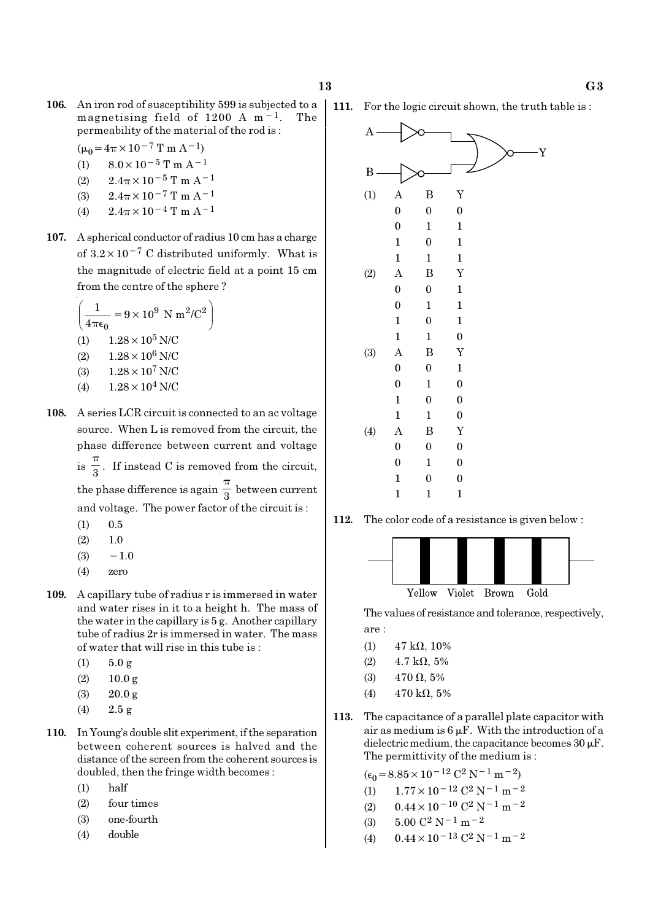**106.** An iron rod of susceptibility 599 is subjected to a magnetising field of 1200 A $m^{-1}$. The permeability of the material of the rod is :

($\mu_0 = 4\pi \times 10^{-7}$ T m $A^{-1}$)

(1) $8.0 \times 10^{-5}$ T m $A^{-1}$
(2) $2.4\pi \times 10^{-5}$ T m $A^{-1}$
(3) $2.4\pi \times 10^{-7}$ T m $A^{-1}$
(4) $2.4\pi \times 10^{-4}$ T m $A^{-1}$

**107.** A spherical conductor of radius 10 cm has a charge of $3.2 \times 10^{-7}$ C distributed uniformly. What is the magnitude of electric field at a point 15 cm from the centre of the sphere ?

$\left(\frac{1}{4\pi\epsilon_0} = 9 \times 10^9 \text{ N m}^2/\text{C}^2\right)$

(1) $1.28 \times 10^5$ N/C
(2) $1.28 \times 10^6$ N/C
(3) $1.28 \times 10^7$ N/C
(4) $1.28 \times 10^4$ N/C

**108.** A series LCR circuit is connected to an ac voltage source. When L is removed from the circuit, the phase difference between current and voltage is $\frac{\pi}{3}$. If instead C is removed from the circuit, the phase difference is again $\frac{\pi}{3}$ between current and voltage. The power factor of the circuit is :

(1) 0.5
(2) 1.0
(3) $-1.0$
(4) zero

**109.** A capillary tube of radius r is immersed in water and water rises in it to a height h. The mass of the water in the capillary is 5 g. Another capillary tube of radius 2r is immersed in water. The mass of water that will rise in this tube is :

(1) 5.0 g
(2) 10.0 g
(3) 20.0 g
(4) 2.5 g

**110.** In Young's double slit experiment, if the separation between coherent sources is halved and the distance of the screen from the coherent sources is doubled, then the fringe width becomes :

(1) half
(2) four times
(3) one-fourth
(4) double

**111.** For the logic circuit shown, the truth table is :

(1)

| A | B | Y |
|---|---|---|
| 0 | 0 | 0 |
| 0 | 1 | 1 |
| 1 | 0 | 1 |
| 1 | 1 | 1 |

(2)

| A | B | Y |
|---|---|---|
| 0 | 0 | 1 |
| 0 | 1 | 1 |
| 1 | 0 | 1 |
| 1 | 1 | 0 |

(3)

| A | B | Y |
|---|---|---|
| 0 | 0 | 1 |
| 0 | 1 | 0 |
| 1 | 0 | 0 |
| 1 | 1 | 0 |

(4)

| A | B | Y |
|---|---|---|
| 0 | 0 | 0 |
| 0 | 1 | 0 |
| 1 | 0 | 0 |
| 1 | 1 | 1 |

**112.** The color code of a resistance is given below :

Yellow Violet Brown Gold

The values of resistance and tolerance, respectively, are :

(1) 47 kΩ, 10%
(2) 4.7 kΩ, 5%
(3) 470 Ω, 5%
(4) 470 kΩ, 5%

**113.** The capacitance of a parallel plate capacitor with air as medium is 6 μF. With the introduction of a dielectric medium, the capacitance becomes 30 μF. The permittivity of the medium is :

($\epsilon_0 = 8.85 \times 10^{-12}$ $C^2$ $N^{-1}$ $m^{-2}$)

(1) $1.77 \times 10^{-12}$ $C^2$ $N^{-1}$ $m^{-2}$
(2) $0.44 \times 10^{-10}$ $C^2$ $N^{-1}$ $m^{-2}$
(3) $5.00$ $C^2$ $N^{-1}$ $m^{-2}$
(4) $0.44 \times 10^{-13}$ $C^2$ $N^{-1}$ $m^{-2}$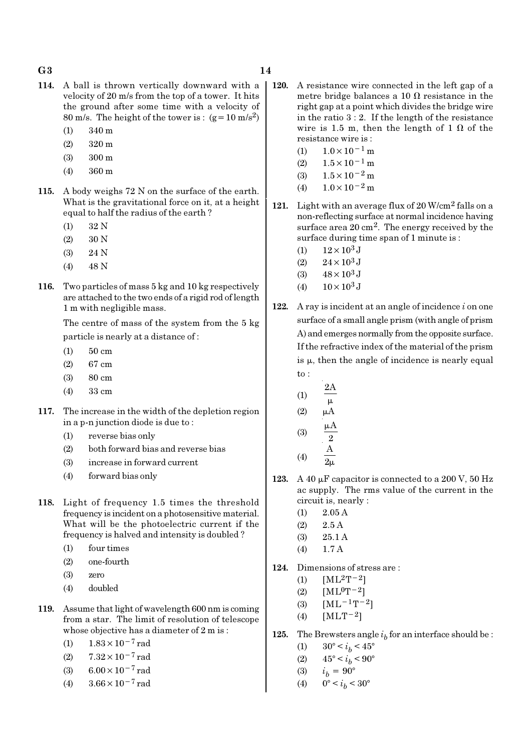114. A ball is thrown vertically downward with a velocity of 20 m/s from the top of a tower. It hits the ground after some time with a velocity of 80 m/s. The height of the tower is : $(g = 10\ m/s^2)$

(1) 340 m
(2) 320 m
(3) 300 m
(4) 360 m

115. A body weighs 72 N on the surface of the earth. What is the gravitational force on it, at a height equal to half the radius of the earth ?

(1) 32 N
(2) 30 N
(3) 24 N
(4) 48 N

116. Two particles of mass 5 kg and 10 kg respectively are attached to the two ends of a rigid rod of length 1 m with negligible mass.

The centre of mass of the system from the 5 kg particle is nearly at a distance of :

(1) 50 cm
(2) 67 cm
(3) 80 cm
(4) 33 cm

117. The increase in the width of the depletion region in a p-n junction diode is due to :

(1) reverse bias only
(2) both forward bias and reverse bias
(3) increase in forward current
(4) forward bias only

118. Light of frequency 1.5 times the threshold frequency is incident on a photosensitive material. What will be the photoelectric current if the frequency is halved and intensity is doubled ?

(1) four times
(2) one-fourth
(3) zero
(4) doubled

119. Assume that light of wavelength 600 nm is coming from a star. The limit of resolution of telescope whose objective has a diameter of 2 m is :

(1) $1.83 \times 10^{-7}$ rad
(2) $7.32 \times 10^{-7}$ rad
(3) $6.00 \times 10^{-7}$ rad
(4) $3.66 \times 10^{-7}$ rad

120. A resistance wire connected in the left gap of a metre bridge balances a 10 $\Omega$ resistance in the right gap at a point which divides the bridge wire in the ratio 3 : 2. If the length of the resistance wire is 1.5 m, then the length of 1 $\Omega$ of the resistance wire is :

(1) $1.0 \times 10^{-1}$ m
(2) $1.5 \times 10^{-1}$ m
(3) $1.5 \times 10^{-2}$ m
(4) $1.0 \times 10^{-2}$ m

121. Light with an average flux of 20 W/cm$^2$ falls on a non-reflecting surface at normal incidence having surface area 20 cm$^2$. The energy received by the surface during time span of 1 minute is :

(1) $12 \times 10^3$ J
(2) $24 \times 10^3$ J
(3) $48 \times 10^3$ J
(4) $10 \times 10^3$ J

122. A ray is incident at an angle of incidence $i$ on one surface of a small angle prism (with angle of prism A) and emerges normally from the opposite surface. If the refractive index of the material of the prism is $\mu$, then the angle of incidence is nearly equal to :

(1) $\dfrac{2A}{\mu}$
(2) $\mu A$
(3) $\dfrac{\mu A}{2}$
(4) $\dfrac{A}{2\mu}$

123. A 40 $\mu$F capacitor is connected to a 200 V, 50 Hz ac supply. The rms value of the current in the circuit is, nearly :

(1) 2.05 A
(2) 2.5 A
(3) 25.1 A
(4) 1.7 A

124. Dimensions of stress are :

(1) $[ML^2T^{-2}]$
(2) $[ML^0T^{-2}]$
(3) $[ML^{-1}T^{-2}]$
(4) $[MLT^{-2}]$

125. The Brewsters angle $i_b$ for an interface should be :

(1) $30° < i_b < 45°$
(2) $45° < i_b < 90°$
(3) $i_b = 90°$
(4) $0° < i_b < 30°$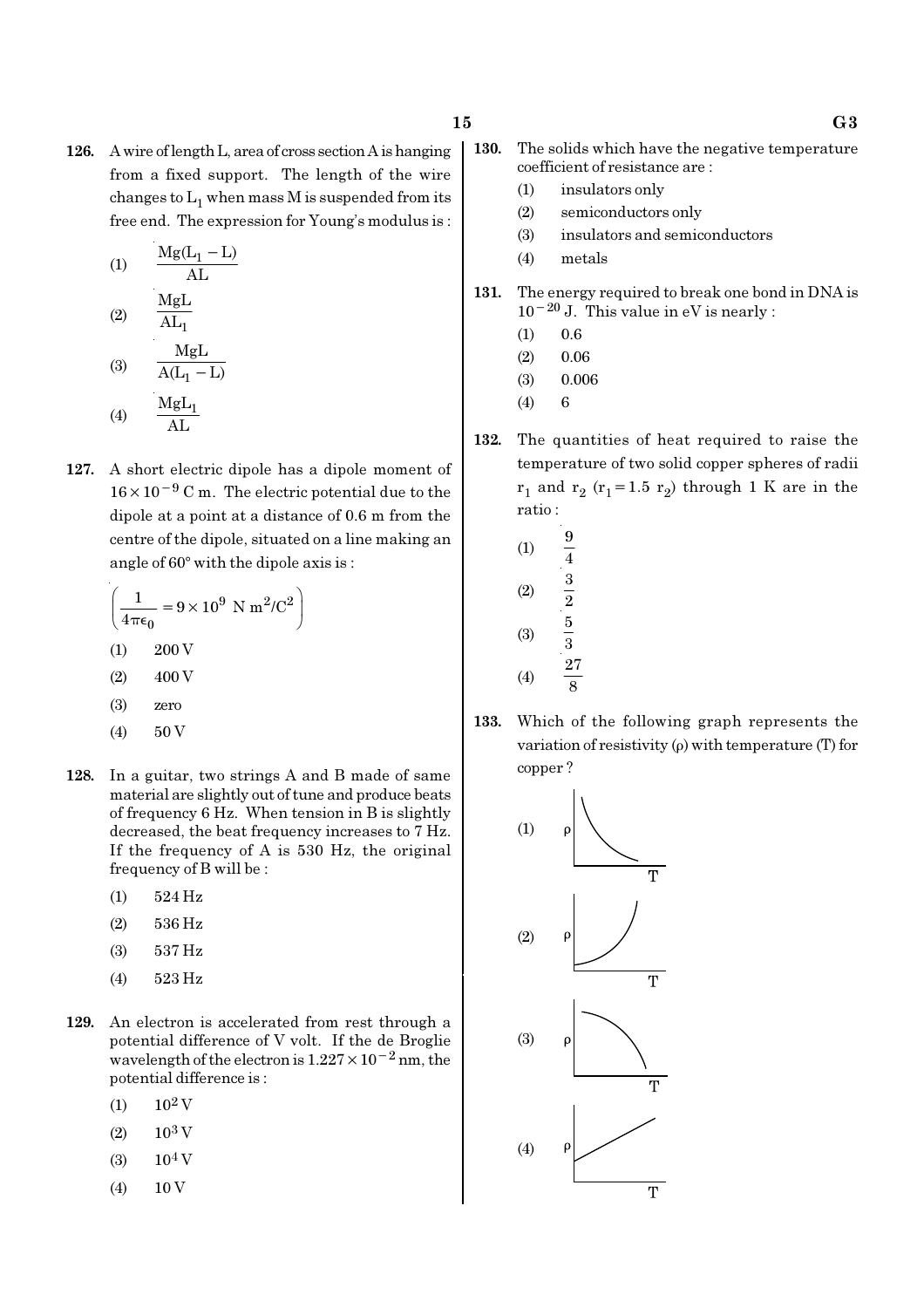**126.** A wire of length L, area of cross section A is hanging from a fixed support. The length of the wire changes to $L_1$ when mass M is suspended from its free end. The expression for Young's modulus is :

(1) $\dfrac{Mg(L_1 - L)}{AL}$

(2) $\dfrac{MgL}{AL_1}$

(3) $\dfrac{MgL}{A(L_1 - L)}$

(4) $\dfrac{MgL_1}{AL}$

**127.** A short electric dipole has a dipole moment of $16 \times 10^{-9}$ C m. The electric potential due to the dipole at a point at a distance of 0.6 m from the centre of the dipole, situated on a line making an angle of 60° with the dipole axis is :

$\left(\dfrac{1}{4\pi\epsilon_0} = 9 \times 10^9 \text{ N m}^2/\text{C}^2\right)$

(1) 200 V

(2) 400 V

(3) zero

(4) 50 V

**128.** In a guitar, two strings A and B made of same material are slightly out of tune and produce beats of frequency 6 Hz. When tension in B is slightly decreased, the beat frequency increases to 7 Hz. If the frequency of A is 530 Hz, the original frequency of B will be :

(1) 524 Hz

(2) 536 Hz

(3) 537 Hz

(4) 523 Hz

**129.** An electron is accelerated from rest through a potential difference of V volt. If the de Broglie wavelength of the electron is $1.227 \times 10^{-2}$ nm, the potential difference is :

(1) $10^2$ V

(2) $10^3$ V

(3) $10^4$ V

(4) 10 V

**130.** The solids which have the negative temperature coefficient of resistance are :

(1) insulators only

(2) semiconductors only

(3) insulators and semiconductors

(4) metals

**131.** The energy required to break one bond in DNA is $10^{-20}$ J. This value in eV is nearly :

(1) 0.6

(2) 0.06

(3) 0.006

(4) 6

**132.** The quantities of heat required to raise the temperature of two solid copper spheres of radii $r_1$ and $r_2$ ($r_1 = 1.5\ r_2$) through 1 K are in the ratio :

(1) $\dfrac{9}{4}$

(2) $\dfrac{3}{2}$

(3) $\dfrac{5}{3}$

(4) $\dfrac{27}{8}$

**133.** Which of the following graph represents the variation of resistivity (ρ) with temperature (T) for copper ?

(1) [Graph: ρ vs T, decreasing curve]

(2) [Graph: ρ vs T, increasing curve, concave up]

(3) [Graph: ρ vs T, decreasing curve, concave down]

(4) [Graph: ρ vs T, straight line increasing from non-zero intercept]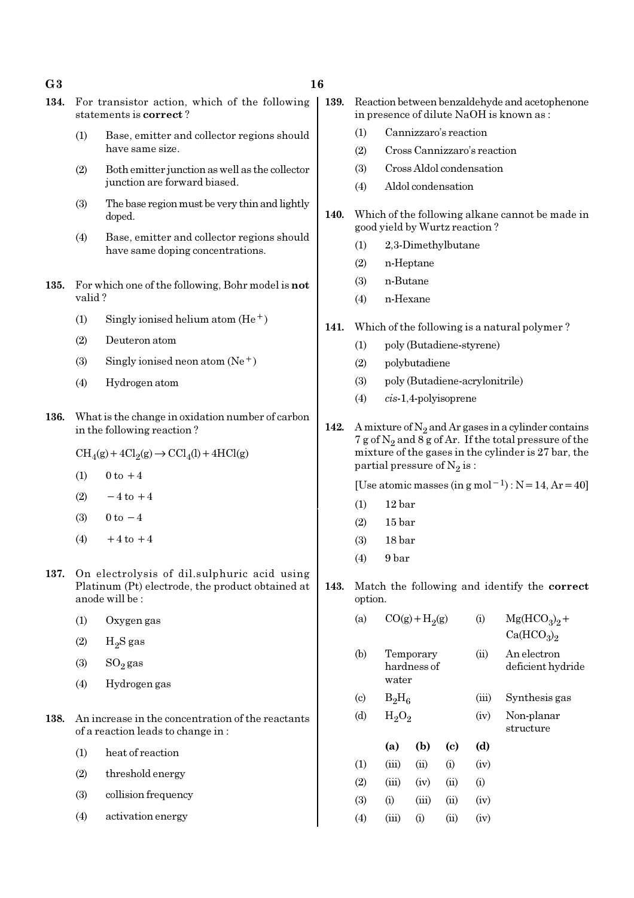134. For transistor action, which of the following statements is **correct** ?

(1) Base, emitter and collector regions should have same size.

(2) Both emitter junction as well as the collector junction are forward biased.

(3) The base region must be very thin and lightly doped.

(4) Base, emitter and collector regions should have same doping concentrations.

135. For which one of the following, Bohr model is **not** valid ?

(1) Singly ionised helium atom ($He^+$)

(2) Deuteron atom

(3) Singly ionised neon atom ($Ne^+$)

(4) Hydrogen atom

136. What is the change in oxidation number of carbon in the following reaction ?

$CH_4(g) + 4Cl_2(g) \rightarrow CCl_4(l) + 4HCl(g)$

(1) 0 to +4

(2) −4 to +4

(3) 0 to −4

(4) +4 to +4

137. On electrolysis of dil.sulphuric acid using Platinum (Pt) electrode, the product obtained at anode will be :

(1) Oxygen gas

(2) $H_2S$ gas

(3) $SO_2$ gas

(4) Hydrogen gas

138. An increase in the concentration of the reactants of a reaction leads to change in :

(1) heat of reaction

(2) threshold energy

(3) collision frequency

(4) activation energy

139. Reaction between benzaldehyde and acetophenone in presence of dilute NaOH is known as :

(1) Cannizzaro's reaction

(2) Cross Cannizzaro's reaction

(3) Cross Aldol condensation

(4) Aldol condensation

140. Which of the following alkane cannot be made in good yield by Wurtz reaction ?

(1) 2,3-Dimethylbutane

(2) n-Heptane

(3) n-Butane

(4) n-Hexane

141. Which of the following is a natural polymer ?

(1) poly (Butadiene-styrene)

(2) polybutadiene

(3) poly (Butadiene-acrylonitrile)

(4) *cis*-1,4-polyisoprene

142. A mixture of $N_2$ and Ar gases in a cylinder contains 7 g of $N_2$ and 8 g of Ar. If the total pressure of the mixture of the gases in the cylinder is 27 bar, the partial pressure of $N_2$ is :

[Use atomic masses (in g $mol^{-1}$) : N = 14, Ar = 40]

(1) 12 bar

(2) 15 bar

(3) 18 bar

(4) 9 bar

143. Match the following and identify the **correct** option.

| | | | |
|---|---|---|---|
| (a) | $CO(g) + H_2(g)$ | (i) | $Mg(HCO_3)_2 + Ca(HCO_3)_2$ |
| (b) | Temporary hardness of water | (ii) | An electron deficient hydride |
| (c) | $B_2H_6$ | (iii) | Synthesis gas |
| (d) | $H_2O_2$ | (iv) | Non-planar structure |

| | (a) | (b) | (c) | (d) |
|---|---|---|---|---|
| (1) | (iii) | (ii) | (i) | (iv) |
| (2) | (iii) | (iv) | (ii) | (i) |
| (3) | (i) | (iii) | (ii) | (iv) |
| (4) | (iii) | (i) | (ii) | (iv) |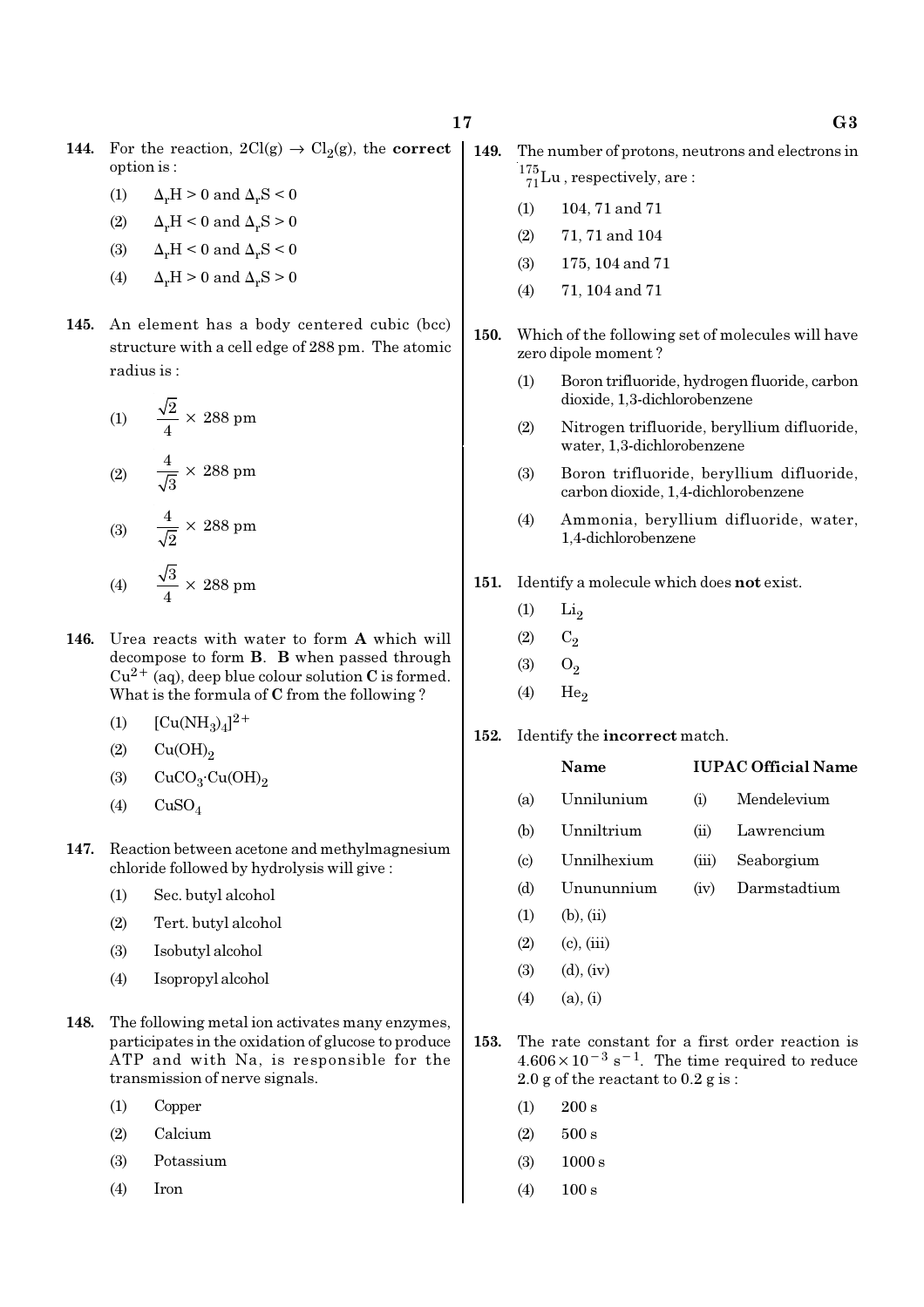**144.** For the reaction, $2Cl(g) \rightarrow Cl_2(g)$, the **correct** option is :

(1) $\Delta_r H > 0$ and $\Delta_r S < 0$

(2) $\Delta_r H < 0$ and $\Delta_r S > 0$

(3) $\Delta_r H < 0$ and $\Delta_r S < 0$

(4) $\Delta_r H > 0$ and $\Delta_r S > 0$

**145.** An element has a body centered cubic (bcc) structure with a cell edge of 288 pm. The atomic radius is :

(1) $\frac{\sqrt{2}}{4} \times 288$ pm

(2) $\frac{4}{\sqrt{3}} \times 288$ pm

(3) $\frac{4}{\sqrt{2}} \times 288$ pm

(4) $\frac{\sqrt{3}}{4} \times 288$ pm

**146.** Urea reacts with water to form **A** which will decompose to form **B**. **B** when passed through $Cu^{2+}$ (aq), deep blue colour solution **C** is formed. What is the formula of **C** from the following ?

(1) $[Cu(NH_3)_4]^{2+}$

(2) $Cu(OH)_2$

(3) $CuCO_3 \cdot Cu(OH)_2$

(4) $CuSO_4$

**147.** Reaction between acetone and methylmagnesium chloride followed by hydrolysis will give :

(1) Sec. butyl alcohol

(2) Tert. butyl alcohol

(3) Isobutyl alcohol

(4) Isopropyl alcohol

**148.** The following metal ion activates many enzymes, participates in the oxidation of glucose to produce ATP and with Na, is responsible for the transmission of nerve signals.

(1) Copper

(2) Calcium

(3) Potassium

(4) Iron

**149.** The number of protons, neutrons and electrons in $^{175}_{71}Lu$, respectively, are :

(1) 104, 71 and 71

(2) 71, 71 and 104

(3) 175, 104 and 71

(4) 71, 104 and 71

**150.** Which of the following set of molecules will have zero dipole moment ?

(1) Boron trifluoride, hydrogen fluoride, carbon dioxide, 1,3-dichlorobenzene

(2) Nitrogen trifluoride, beryllium difluoride, water, 1,3-dichlorobenzene

(3) Boron trifluoride, beryllium difluoride, carbon dioxide, 1,4-dichlorobenzene

(4) Ammonia, beryllium difluoride, water, 1,4-dichlorobenzene

**151.** Identify a molecule which does **not** exist.

(1) $Li_2$

(2) $C_2$

(3) $O_2$

(4) $He_2$

**152.** Identify the **incorrect** match.

| | Name | | IUPAC Official Name |
|---|---|---|---|
| (a) | Unnilunium | (i) | Mendelevium |
| (b) | Unniltrium | (ii) | Lawrencium |
| (c) | Unnilhexium | (iii) | Seaborgium |
| (d) | Unununnium | (iv) | Darmstadtium |

(1) (b), (ii)

(2) (c), (iii)

(3) (d), (iv)

(4) (a), (i)

**153.** The rate constant for a first order reaction is $4.606 \times 10^{-3}$ $s^{-1}$. The time required to reduce 2.0 g of the reactant to 0.2 g is :

(1) 200 s

(2) 500 s

(3) 1000 s

(4) 100 s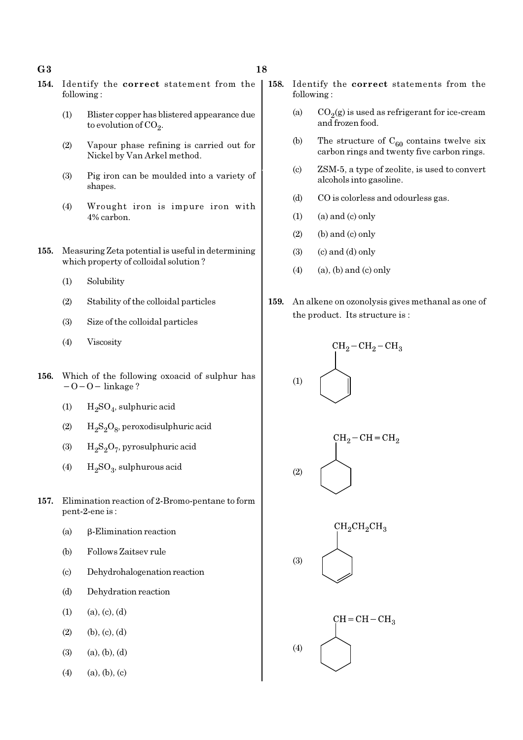154. Identify the **correct** statement from the following :

(1) Blister copper has blistered appearance due to evolution of $CO_2$.

(2) Vapour phase refining is carried out for Nickel by Van Arkel method.

(3) Pig iron can be moulded into a variety of shapes.

(4) Wrought iron is impure iron with 4% carbon.

155. Measuring Zeta potential is useful in determining which property of colloidal solution ?

(1) Solubility

(2) Stability of the colloidal particles

(3) Size of the colloidal particles

(4) Viscosity

156. Which of the following oxoacid of sulphur has $-O-O-$ linkage ?

(1) $H_2SO_4$, sulphuric acid

(2) $H_2S_2O_8$, peroxodisulphuric acid

(3) $H_2S_2O_7$, pyrosulphuric acid

(4) $H_2SO_3$, sulphurous acid

157. Elimination reaction of 2-Bromo-pentane to form pent-2-ene is :

(a) β-Elimination reaction

(b) Follows Zaitsev rule

(c) Dehydrohalogenation reaction

(d) Dehydration reaction

(1) (a), (c), (d)

(2) (b), (c), (d)

(3) (a), (b), (d)

(4) (a), (b), (c)

158. Identify the **correct** statements from the following :

(a) $CO_2(g)$ is used as refrigerant for ice-cream and frozen food.

(b) The structure of $C_{60}$ contains twelve six carbon rings and twenty five carbon rings.

(c) ZSM-5, a type of zeolite, is used to convert alcohols into gasoline.

(d) CO is colorless and odourless gas.

(1) (a) and (c) only

(2) (b) and (c) only

(3) (c) and (d) only

(4) (a), (b) and (c) only

159. An alkene on ozonolysis gives methanal as one of the product. Its structure is :

(1) Cyclohexene ring bearing a $CH_2-CH_2-CH_3$ substituent

(2) Cyclohexane ring bearing a $CH_2-CH=CH_2$ substituent

(3) Cyclohexene ring bearing a $CH_2CH_2CH_3$ substituent

(4) Cyclohexane ring bearing a $CH=CH-CH_3$ substituent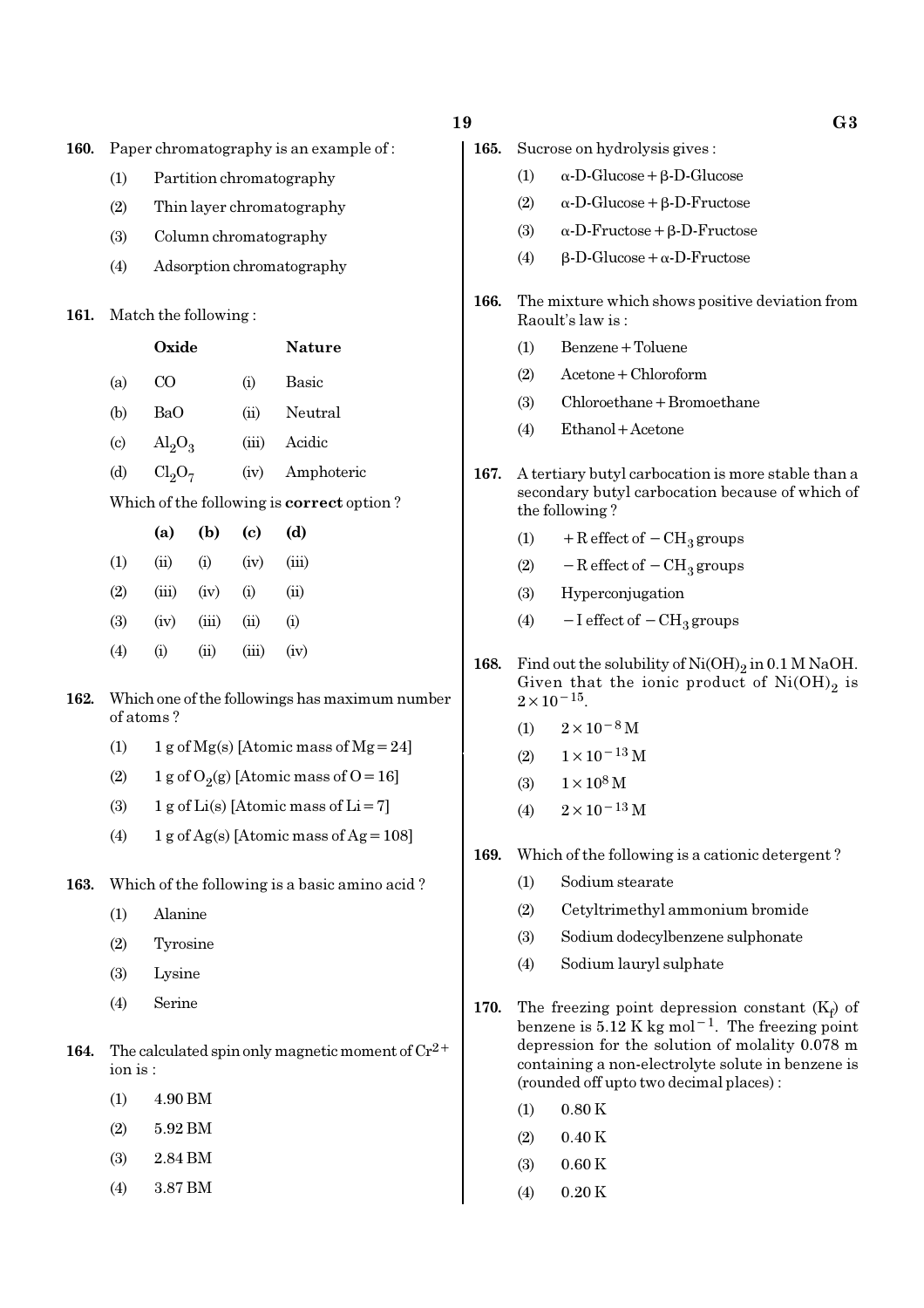**160.** Paper chromatography is an example of :

(1) Partition chromatography

(2) Thin layer chromatography

(3) Column chromatography

(4) Adsorption chromatography

**161.** Match the following :

| | **Oxide** | | **Nature** |
|---|---|---|---|
| (a) | CO | (i) | Basic |
| (b) | BaO | (ii) | Neutral |
| (c) | $Al_2O_3$ | (iii) | Acidic |
| (d) | $Cl_2O_7$ | (iv) | Amphoteric |

Which of the following is **correct** option ?

| | **(a)** | **(b)** | **(c)** | **(d)** |
|---|---|---|---|---|
| (1) | (ii) | (i) | (iv) | (iii) |
| (2) | (iii) | (iv) | (i) | (ii) |
| (3) | (iv) | (iii) | (ii) | (i) |
| (4) | (i) | (ii) | (iii) | (iv) |

**162.** Which one of the followings has maximum number of atoms ?

(1) 1 g of Mg(s) [Atomic mass of Mg = 24]

(2) 1 g of $O_2$(g) [Atomic mass of O = 16]

(3) 1 g of Li(s) [Atomic mass of Li = 7]

(4) 1 g of Ag(s) [Atomic mass of Ag = 108]

**163.** Which of the following is a basic amino acid ?

(1) Alanine

(2) Tyrosine

(3) Lysine

(4) Serine

**164.** The calculated spin only magnetic moment of $Cr^{2+}$ ion is :

(1) 4.90 BM

(2) 5.92 BM

(3) 2.84 BM

(4) 3.87 BM

**165.** Sucrose on hydrolysis gives :

(1) α-D-Glucose + β-D-Glucose

(2) α-D-Glucose + β-D-Fructose

(3) α-D-Fructose + β-D-Fructose

(4) β-D-Glucose + α-D-Fructose

**166.** The mixture which shows positive deviation from Raoult's law is :

(1) Benzene + Toluene

(2) Acetone + Chloroform

(3) Chloroethane + Bromoethane

(4) Ethanol + Acetone

**167.** A tertiary butyl carbocation is more stable than a secondary butyl carbocation because of which of the following ?

(1) + R effect of $-CH_3$ groups

(2) − R effect of $-CH_3$ groups

(3) Hyperconjugation

(4) − I effect of $-CH_3$ groups

**168.** Find out the solubility of $Ni(OH)_2$ in 0.1 M NaOH. Given that the ionic product of $Ni(OH)_2$ is $2 \times 10^{-15}$.

(1) $2 \times 10^{-8}$ M

(2) $1 \times 10^{-13}$ M

(3) $1 \times 10^{8}$ M

(4) $2 \times 10^{-13}$ M

**169.** Which of the following is a cationic detergent ?

(1) Sodium stearate

(2) Cetyltrimethyl ammonium bromide

(3) Sodium dodecylbenzene sulphonate

(4) Sodium lauryl sulphate

**170.** The freezing point depression constant ($K_f$) of benzene is 5.12 K kg mol$^{-1}$. The freezing point depression for the solution of molality 0.078 m containing a non-electrolyte solute in benzene is (rounded off upto two decimal places) :

(1) 0.80 K

(2) 0.40 K

(3) 0.60 K

(4) 0.20 K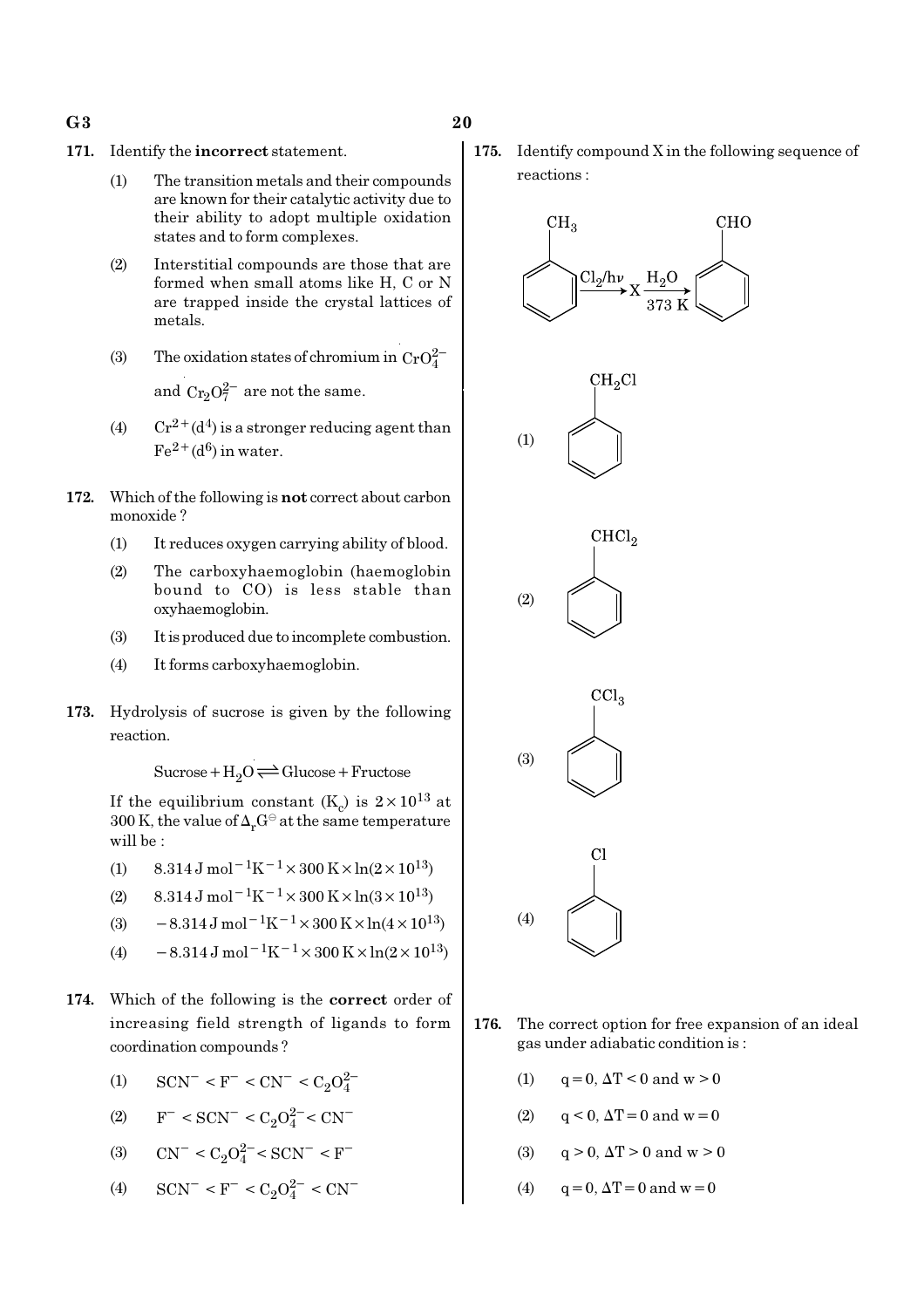171. Identify the **incorrect** statement.

(1) The transition metals and their compounds are known for their catalytic activity due to their ability to adopt multiple oxidation states and to form complexes.

(2) Interstitial compounds are those that are formed when small atoms like H, C or N are trapped inside the crystal lattices of metals.

(3) The oxidation states of chromium in $CrO_4^{2-}$ and $Cr_2O_7^{2-}$ are not the same.

(4) $Cr^{2+}(d^4)$ is a stronger reducing agent than $Fe^{2+}(d^6)$ in water.

172. Which of the following is **not** correct about carbon monoxide ?

(1) It reduces oxygen carrying ability of blood.

(2) The carboxyhaemoglobin (haemoglobin bound to CO) is less stable than oxyhaemoglobin.

(3) It is produced due to incomplete combustion.

(4) It forms carboxyhaemoglobin.

173. Hydrolysis of sucrose is given by the following reaction.

$$\text{Sucrose} + H_2O \rightleftharpoons \text{Glucose} + \text{Fructose}$$

If the equilibrium constant ($K_c$) is $2 \times 10^{13}$ at 300 K, the value of $\Delta_r G^{\ominus}$ at the same temperature will be :

(1) $8.314\ \text{J mol}^{-1}\text{K}^{-1} \times 300\ \text{K} \times \ln(2 \times 10^{13})$

(2) $8.314\ \text{J mol}^{-1}\text{K}^{-1} \times 300\ \text{K} \times \ln(3 \times 10^{13})$

(3) $-8.314\ \text{J mol}^{-1}\text{K}^{-1} \times 300\ \text{K} \times \ln(4 \times 10^{13})$

(4) $-8.314\ \text{J mol}^{-1}\text{K}^{-1} \times 300\ \text{K} \times \ln(2 \times 10^{13})$

174. Which of the following is the **correct** order of increasing field strength of ligands to form coordination compounds ?

(1) $SCN^- < F^- < CN^- < C_2O_4^{2-}$

(2) $F^- < SCN^- < C_2O_4^{2-} < CN^-$

(3) $CN^- < C_2O_4^{2-} < SCN^- < F^-$

(4) $SCN^- < F^- < C_2O_4^{2-} < CN^-$

175. Identify compound X in the following sequence of reactions :

Toluene ($C_6H_5CH_3$) $\xrightarrow{Cl_2/h\nu}$ X $\xrightarrow[373\ K]{H_2O}$ Benzaldehyde ($C_6H_5CHO$)

(1) $C_6H_5CH_2Cl$

(2) $C_6H_5CHCl_2$

(3) $C_6H_5CCl_3$

(4) $C_6H_5Cl$

176. The correct option for free expansion of an ideal gas under adiabatic condition is :

(1) $q = 0, \Delta T < 0$ and $w > 0$

(2) $q < 0, \Delta T = 0$ and $w = 0$

(3) $q > 0, \Delta T > 0$ and $w > 0$

(4) $q = 0, \Delta T = 0$ and $w = 0$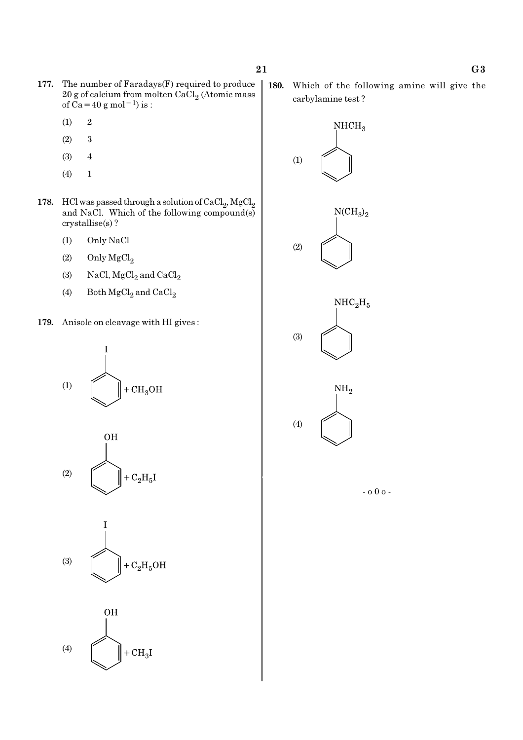**177.** The number of Faradays(F) required to produce 20 g of calcium from molten $CaCl_2$ (Atomic mass of Ca = 40 g $mol^{-1}$) is :

(1) 2

(2) 3

(3) 4

(4) 1

**178.** HCl was passed through a solution of $CaCl_2$, $MgCl_2$ and NaCl. Which of the following compound(s) crystallise(s) ?

(1) Only NaCl

(2) Only $MgCl_2$

(3) NaCl, $MgCl_2$ and $CaCl_2$

(4) Both $MgCl_2$ and $CaCl_2$

**179.** Anisole on cleavage with HI gives :

(1) $C_6H_5I$ (iodobenzene) + $CH_3OH$

(2) $C_6H_5OH$ (phenol) + $C_2H_5I$

(3) $C_6H_5I$ (iodobenzene) + $C_2H_5OH$

(4) $C_6H_5OH$ (phenol) + $CH_3I$

**180.** Which of the following amine will give the carbylamine test ?

(1) $C_6H_5NHCH_3$

(2) $C_6H_5N(CH_3)_2$

(3) $C_6H_5NHC_2H_5$

(4) $C_6H_5NH_2$

- o 0 o -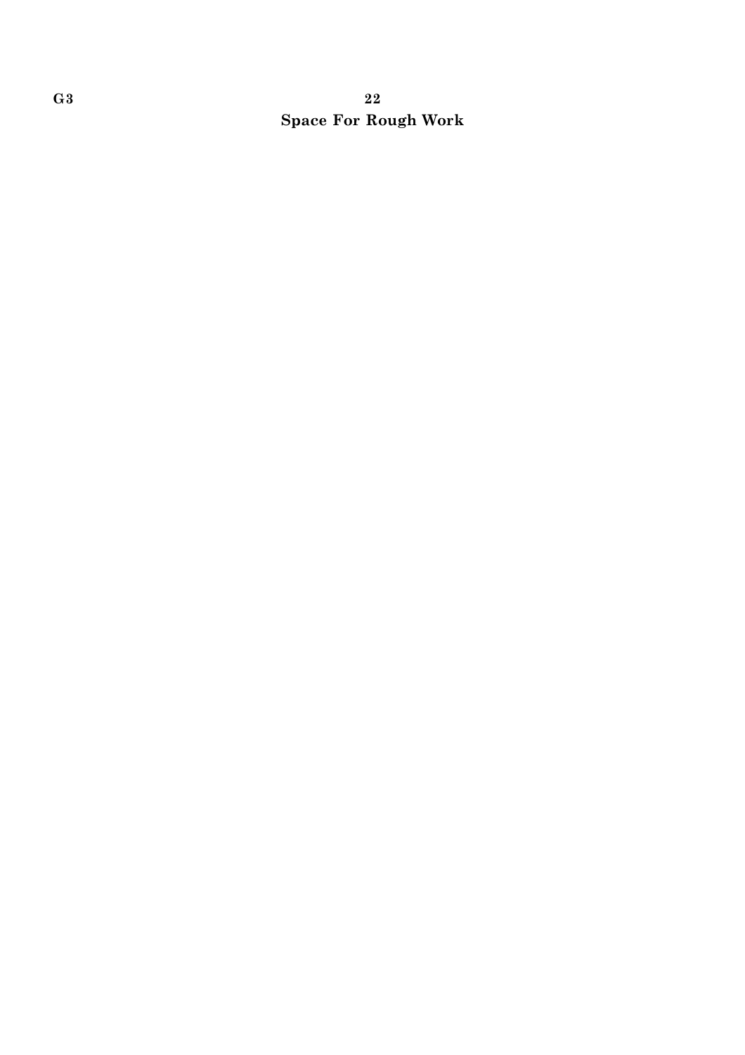**Space For Rough Work**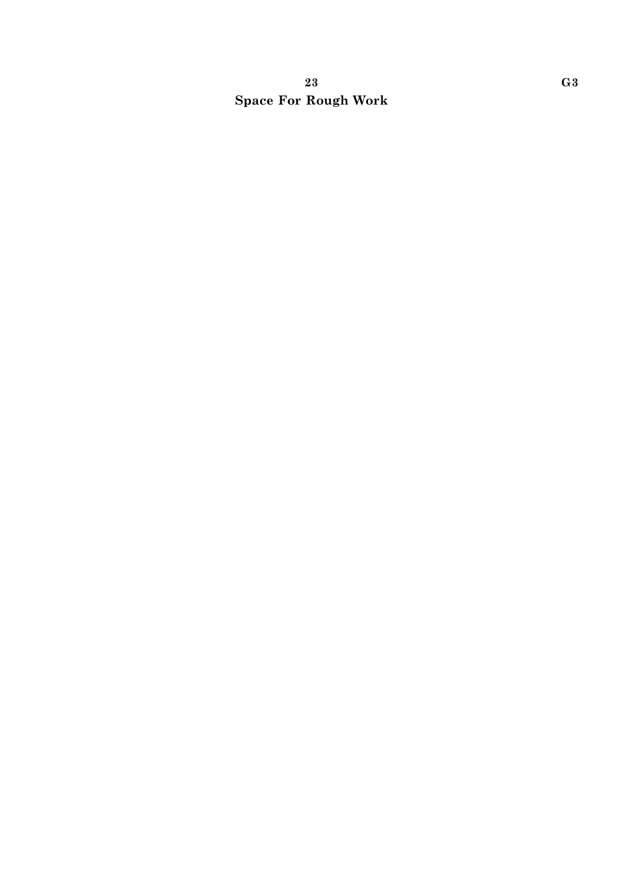**Space For Rough Work**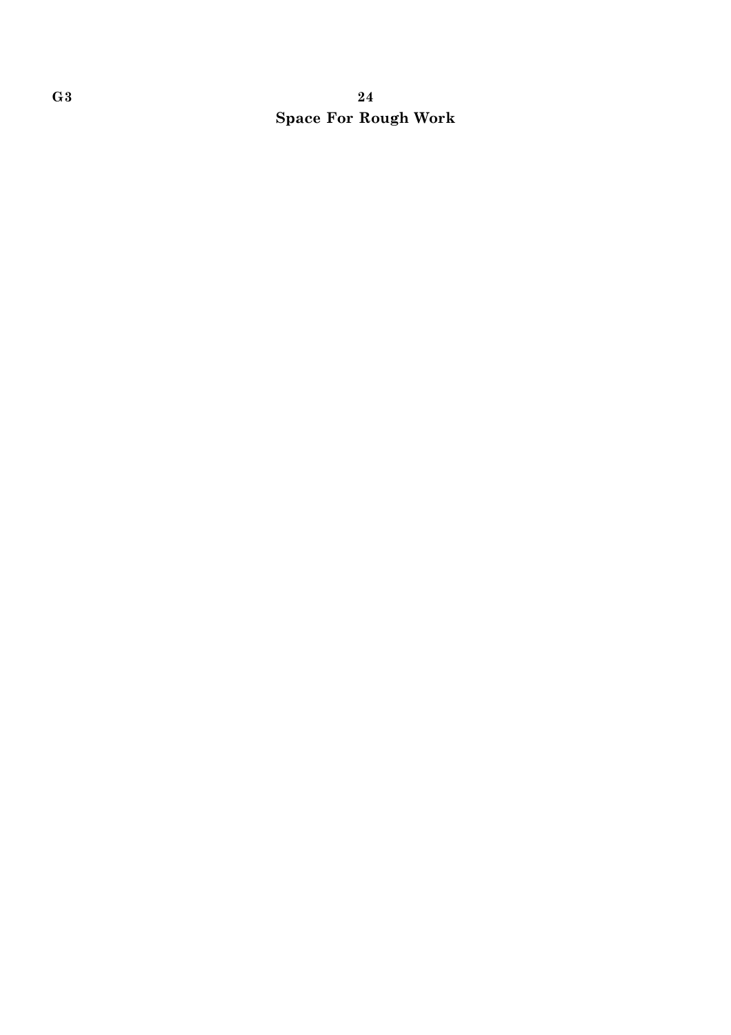**Space For Rough Work**